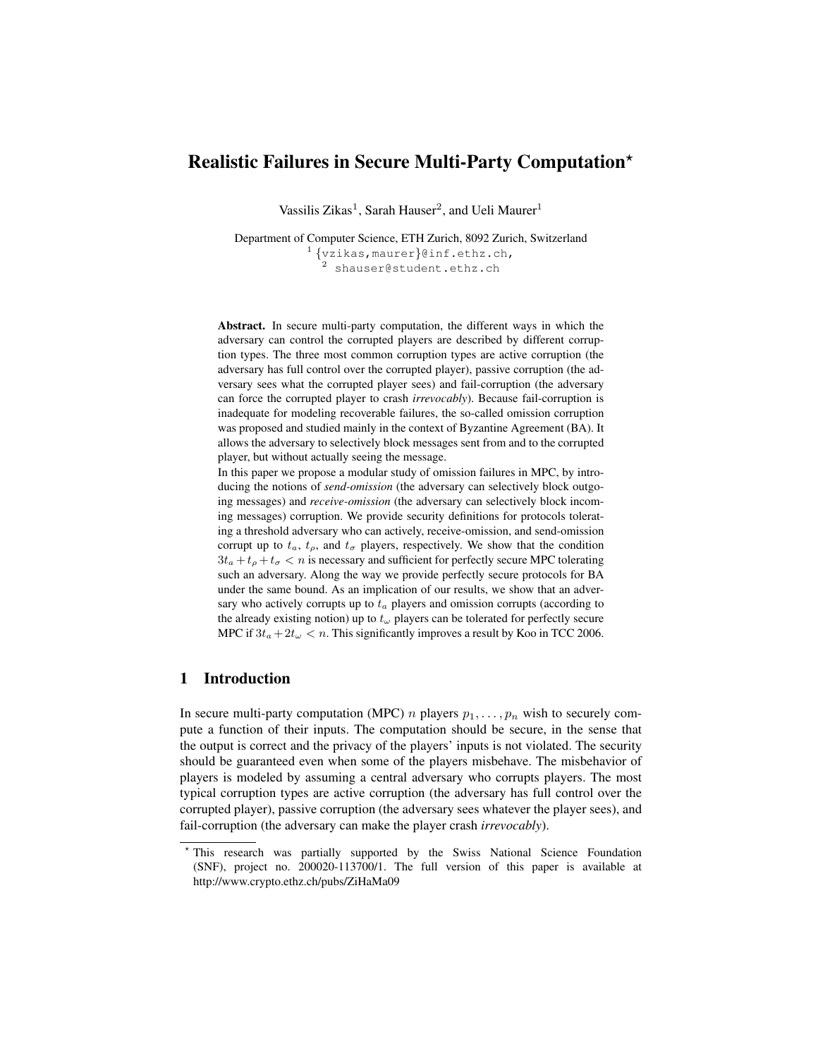# Realistic Failures in Secure Multi-Party Computation*

Vassilis Zikas[1], Sarah Hauser[2], and Ueli Maurer[1]

Department of Computer Science, ETH Zurich, 8092 Zurich, Switzerland
[1] {vzikas,maurer}@inf.ethz.ch,
[2] shauser@student.ethz.ch

**Abstract.** In secure multi-party computation, the different ways in which the adversary can control the corrupted players are described by different corruption types. The three most common corruption types are active corruption (the adversary has full control over the corrupted player), passive corruption (the adversary sees what the corrupted player sees) and fail-corruption (the adversary can force the corrupted player to crash *irrevocably*). Because fail-corruption is inadequate for modeling recoverable failures, the so-called omission corruption was proposed and studied mainly in the context of Byzantine Agreement (BA). It allows the adversary to selectively block messages sent from and to the corrupted player, but without actually seeing the message.

In this paper we propose a modular study of omission failures in MPC, by introducing the notions of *send-omission* (the adversary can selectively block outgoing messages) and *receive-omission* (the adversary can selectively block incoming messages) corruption. We provide security definitions for protocols tolerating a threshold adversary who can actively, receive-omission, and send-omission corrupt up to $t_a$, $t_\rho$, and $t_\sigma$ players, respectively. We show that the condition $3t_a + t_\rho + t_\sigma < n$ is necessary and sufficient for perfectly secure MPC tolerating such an adversary. Along the way we provide perfectly secure protocols for BA under the same bound. As an implication of our results, we show that an adversary who actively corrupts up to $t_a$ players and omission corrupts (according to the already existing notion) up to $t_\omega$ players can be tolerated for perfectly secure MPC if $3t_a + 2t_\omega < n$. This significantly improves a result by Koo in TCC 2006.

## 1 Introduction

In secure multi-party computation (MPC) $n$ players $p_1, \ldots, p_n$ wish to securely compute a function of their inputs. The computation should be secure, in the sense that the output is correct and the privacy of the players' inputs is not violated. The security should be guaranteed even when some of the players misbehave. The misbehavior of players is modeled by assuming a central adversary who corrupts players. The most typical corruption types are active corruption (the adversary has full control over the corrupted player), passive corruption (the adversary sees whatever the player sees), and fail-corruption (the adversary can make the player crash *irrevocably*).

* This research was partially supported by the Swiss National Science Foundation (SNF), project no. 200020-113700/1. The full version of this paper is available at http://www.crypto.ethz.ch/pubs/ZiHaMa09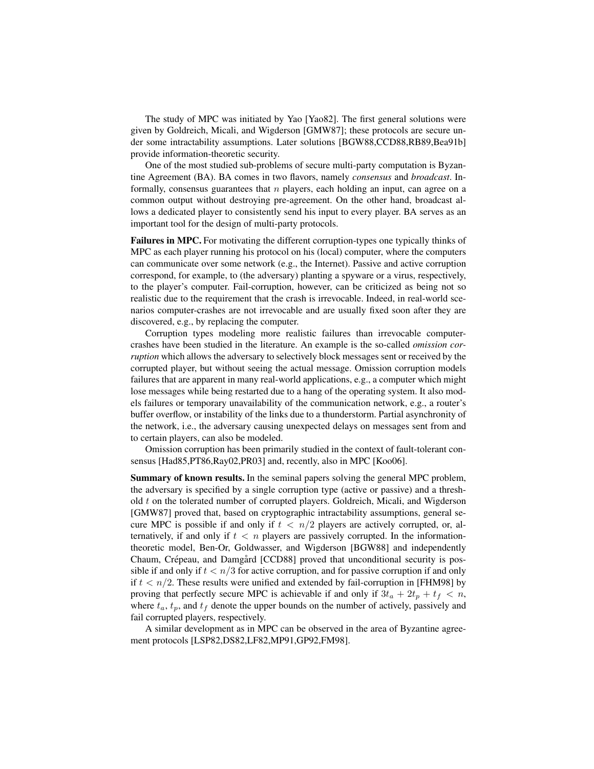The study of MPC was initiated by Yao [Yao82]. The first general solutions were given by Goldreich, Micali, and Wigderson [GMW87]; these protocols are secure under some intractability assumptions. Later solutions [BGW88,CCD88,RB89,Bea91b] provide information-theoretic security.

One of the most studied sub-problems of secure multi-party computation is Byzantine Agreement (BA). BA comes in two flavors, namely *consensus* and *broadcast*. Informally, consensus guarantees that $n$ players, each holding an input, can agree on a common output without destroying pre-agreement. On the other hand, broadcast allows a dedicated player to consistently send his input to every player. BA serves as an important tool for the design of multi-party protocols.

**Failures in MPC.** For motivating the different corruption-types one typically thinks of MPC as each player running his protocol on his (local) computer, where the computers can communicate over some network (e.g., the Internet). Passive and active corruption correspond, for example, to (the adversary) planting a spyware or a virus, respectively, to the player's computer. Fail-corruption, however, can be criticized as being not so realistic due to the requirement that the crash is irrevocable. Indeed, in real-world scenarios computer-crashes are not irrevocable and are usually fixed soon after they are discovered, e.g., by replacing the computer.

Corruption types modeling more realistic failures than irrevocable computer-crashes have been studied in the literature. An example is the so-called *omission corruption* which allows the adversary to selectively block messages sent or received by the corrupted player, but without seeing the actual message. Omission corruption models failures that are apparent in many real-world applications, e.g., a computer which might lose messages while being restarted due to a hang of the operating system. It also models failures or temporary unavailability of the communication network, e.g., a router's buffer overflow, or instability of the links due to a thunderstorm. Partial asynchronity of the network, i.e., the adversary causing unexpected delays on messages sent from and to certain players, can also be modeled.

Omission corruption has been primarily studied in the context of fault-tolerant consensus [Had85,PT86,Ray02,PR03] and, recently, also in MPC [Koo06].

**Summary of known results.** In the seminal papers solving the general MPC problem, the adversary is specified by a single corruption type (active or passive) and a threshold $t$ on the tolerated number of corrupted players. Goldreich, Micali, and Wigderson [GMW87] proved that, based on cryptographic intractability assumptions, general secure MPC is possible if and only if $t < n/2$ players are actively corrupted, or, alternatively, if and only if $t < n$ players are passively corrupted. In the information-theoretic model, Ben-Or, Goldwasser, and Wigderson [BGW88] and independently Chaum, Crépeau, and Damgård [CCD88] proved that unconditional security is possible if and only if $t < n/3$ for active corruption, and for passive corruption if and only if $t < n/2$. These results were unified and extended by fail-corruption in [FHM98] by proving that perfectly secure MPC is achievable if and only if $3t_a + 2t_p + t_f < n$, where $t_a$, $t_p$, and $t_f$ denote the upper bounds on the number of actively, passively and fail corrupted players, respectively.

A similar development as in MPC can be observed in the area of Byzantine agreement protocols [LSP82,DS82,LF82,MP91,GP92,FM98].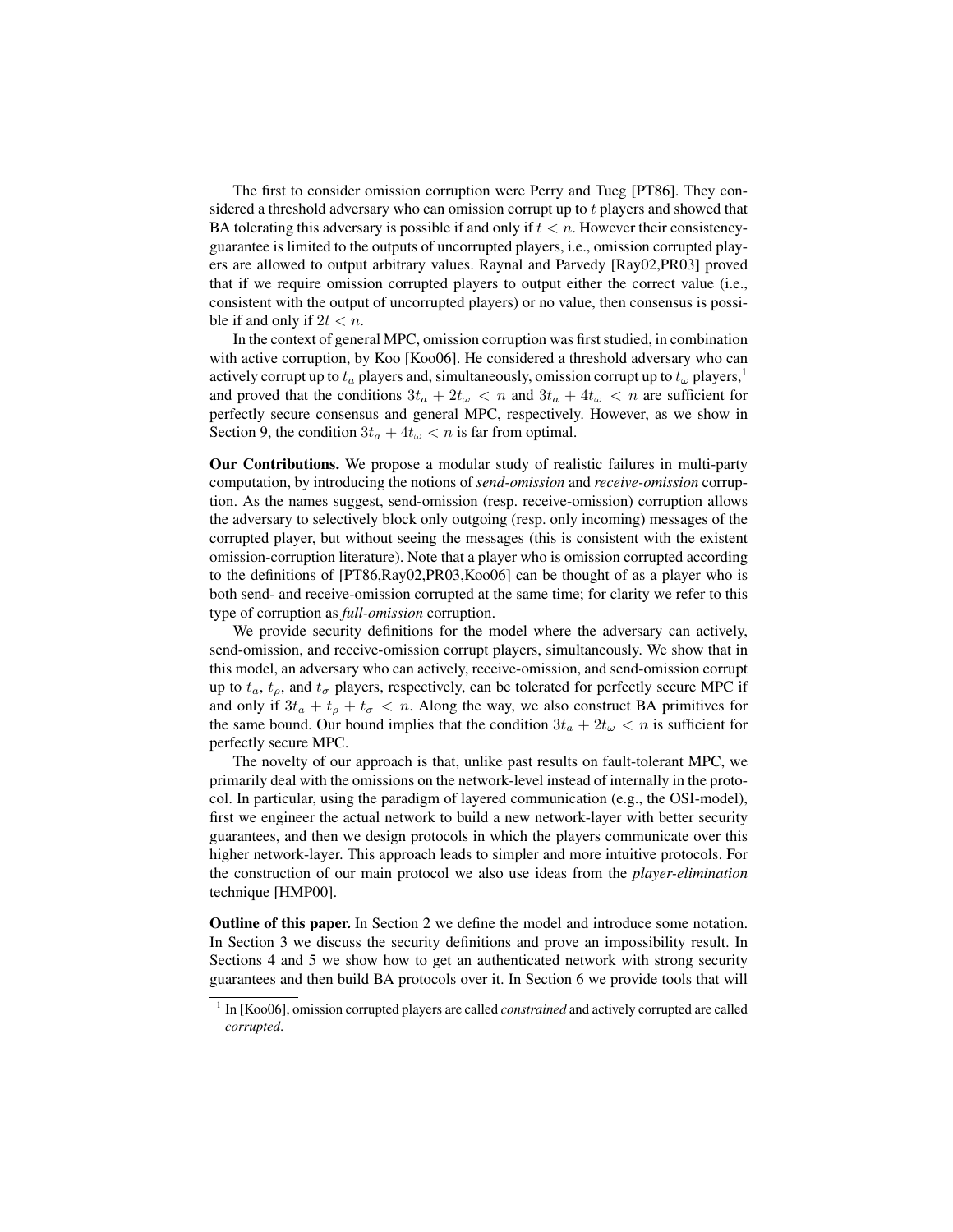The first to consider omission corruption were Perry and Tueg [PT86]. They considered a threshold adversary who can omission corrupt up to $t$ players and showed that BA tolerating this adversary is possible if and only if $t < n$. However their consistency-guarantee is limited to the outputs of uncorrupted players, i.e., omission corrupted players are allowed to output arbitrary values. Raynal and Parvedy [Ray02,PR03] proved that if we require omission corrupted players to output either the correct value (i.e., consistent with the output of uncorrupted players) or no value, then consensus is possible if and only if $2t < n$.

In the context of general MPC, omission corruption was first studied, in combination with active corruption, by Koo [Koo06]. He considered a threshold adversary who can actively corrupt up to $t_a$ players and, simultaneously, omission corrupt up to $t_\omega$ players,[1] and proved that the conditions $3t_a + 2t_\omega < n$ and $3t_a + 4t_\omega < n$ are sufficient for perfectly secure consensus and general MPC, respectively. However, as we show in Section 9, the condition $3t_a + 4t_\omega < n$ is far from optimal.

**Our Contributions.** We propose a modular study of realistic failures in multi-party computation, by introducing the notions of *send-omission* and *receive-omission* corruption. As the names suggest, send-omission (resp. receive-omission) corruption allows the adversary to selectively block only outgoing (resp. only incoming) messages of the corrupted player, but without seeing the messages (this is consistent with the existent omission-corruption literature). Note that a player who is omission corrupted according to the definitions of [PT86,Ray02,PR03,Koo06] can be thought of as a player who is both send- and receive-omission corrupted at the same time; for clarity we refer to this type of corruption as *full-omission* corruption.

We provide security definitions for the model where the adversary can actively, send-omission, and receive-omission corrupt players, simultaneously. We show that in this model, an adversary who can actively, receive-omission, and send-omission corrupt up to $t_a$, $t_\rho$, and $t_\sigma$ players, respectively, can be tolerated for perfectly secure MPC if and only if $3t_a + t_\rho + t_\sigma < n$. Along the way, we also construct BA primitives for the same bound. Our bound implies that the condition $3t_a + 2t_\omega < n$ is sufficient for perfectly secure MPC.

The novelty of our approach is that, unlike past results on fault-tolerant MPC, we primarily deal with the omissions on the network-level instead of internally in the protocol. In particular, using the paradigm of layered communication (e.g., the OSI-model), first we engineer the actual network to build a new network-layer with better security guarantees, and then we design protocols in which the players communicate over this higher network-layer. This approach leads to simpler and more intuitive protocols. For the construction of our main protocol we also use ideas from the *player-elimination* technique [HMP00].

**Outline of this paper.** In Section 2 we define the model and introduce some notation. In Section 3 we discuss the security definitions and prove an impossibility result. In Sections 4 and 5 we show how to get an authenticated network with strong security guarantees and then build BA protocols over it. In Section 6 we provide tools that will

[1] In [Koo06], omission corrupted players are called *constrained* and actively corrupted are called *corrupted*.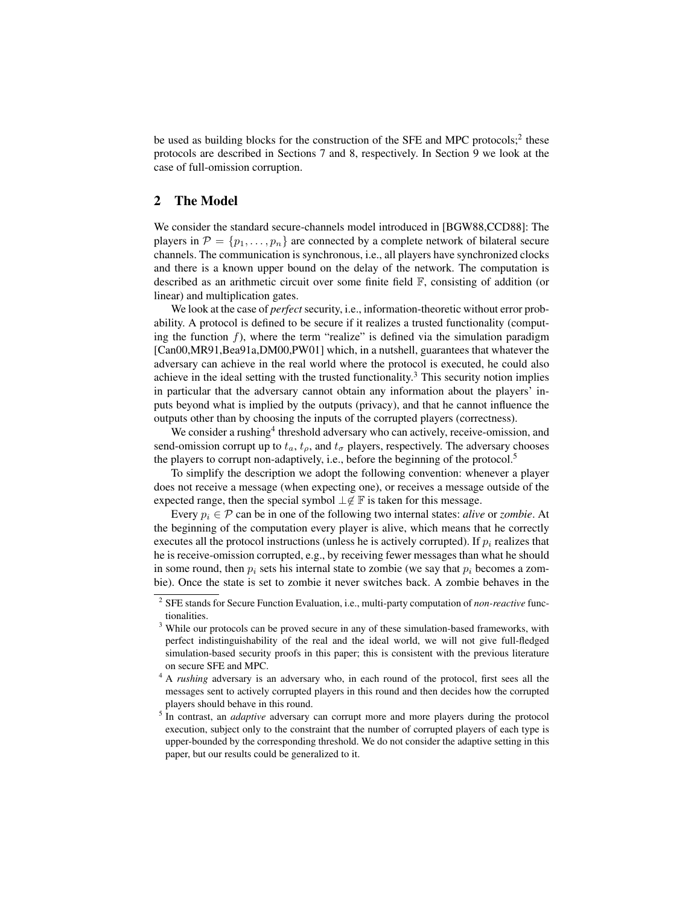be used as building blocks for the construction of the SFE and MPC protocols;[2] these protocols are described in Sections 7 and 8, respectively. In Section 9 we look at the case of full-omission corruption.

## 2 The Model

We consider the standard secure-channels model introduced in [BGW88,CCD88]: The players in $\mathcal{P} = \{p_1, \ldots, p_n\}$ are connected by a complete network of bilateral secure channels. The communication is synchronous, i.e., all players have synchronized clocks and there is a known upper bound on the delay of the network. The computation is described as an arithmetic circuit over some finite field $\mathbb{F}$, consisting of addition (or linear) and multiplication gates.

We look at the case of *perfect* security, i.e., information-theoretic without error probability. A protocol is defined to be secure if it realizes a trusted functionality (computing the function $f$), where the term "realize" is defined via the simulation paradigm [Can00,MR91,Bea91a,DM00,PW01] which, in a nutshell, guarantees that whatever the adversary can achieve in the real world where the protocol is executed, he could also achieve in the ideal setting with the trusted functionality.[3] This security notion implies in particular that the adversary cannot obtain any information about the players' inputs beyond what is implied by the outputs (privacy), and that he cannot influence the outputs other than by choosing the inputs of the corrupted players (correctness).

We consider a rushing[4] threshold adversary who can actively, receive-omission, and send-omission corrupt up to $t_a$, $t_\rho$, and $t_\sigma$ players, respectively. The adversary chooses the players to corrupt non-adaptively, i.e., before the beginning of the protocol.[5]

To simplify the description we adopt the following convention: whenever a player does not receive a message (when expecting one), or receives a message outside of the expected range, then the special symbol $\perp \notin \mathbb{F}$ is taken for this message.

Every $p_i \in \mathcal{P}$ can be in one of the following two internal states: *alive* or *zombie*. At the beginning of the computation every player is alive, which means that he correctly executes all the protocol instructions (unless he is actively corrupted). If $p_i$ realizes that he is receive-omission corrupted, e.g., by receiving fewer messages than what he should in some round, then $p_i$ sets his internal state to zombie (we say that $p_i$ becomes a zombie). Once the state is set to zombie it never switches back. A zombie behaves in the

[2] SFE stands for Secure Function Evaluation, i.e., multi-party computation of *non-reactive* functionalities.

[3] While our protocols can be proved secure in any of these simulation-based frameworks, with perfect indistinguishability of the real and the ideal world, we will not give full-fledged simulation-based security proofs in this paper; this is consistent with the previous literature on secure SFE and MPC.

[4] A *rushing* adversary is an adversary who, in each round of the protocol, first sees all the messages sent to actively corrupted players in this round and then decides how the corrupted players should behave in this round.

[5] In contrast, an *adaptive* adversary can corrupt more and more players during the protocol execution, subject only to the constraint that the number of corrupted players of each type is upper-bounded by the corresponding threshold. We do not consider the adaptive setting in this paper, but our results could be generalized to it.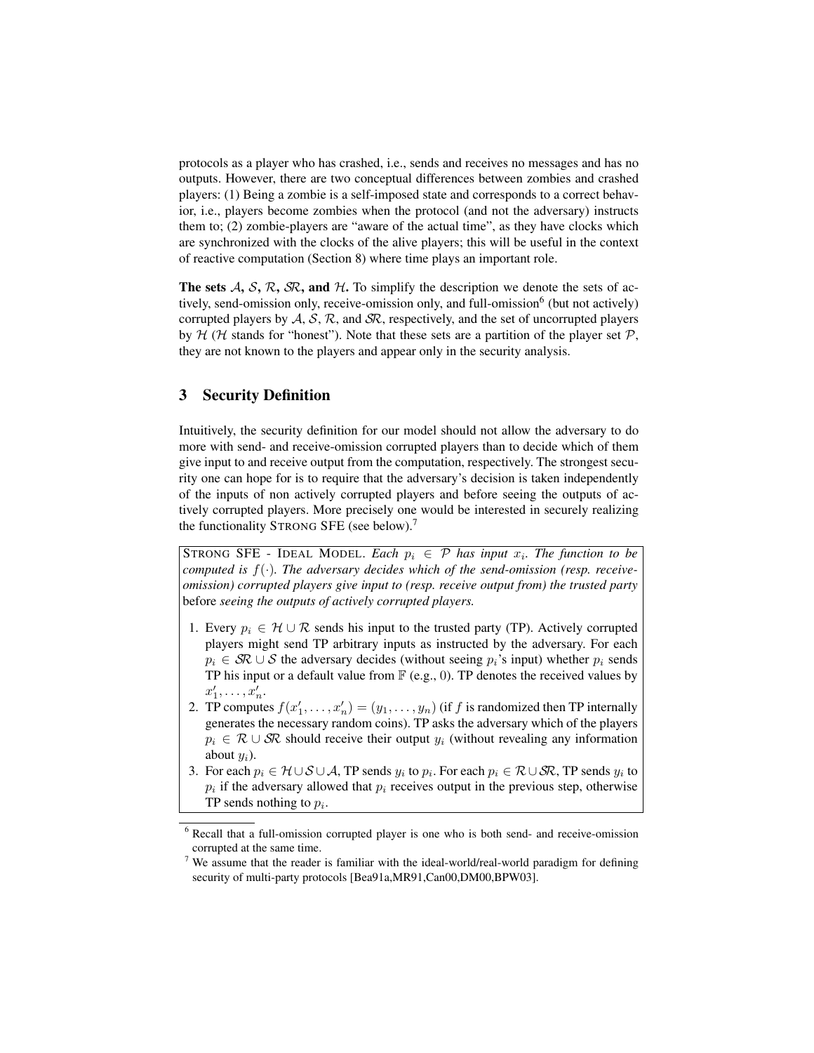protocols as a player who has crashed, i.e., sends and receives no messages and has no outputs. However, there are two conceptual differences between zombies and crashed players: (1) Being a zombie is a self-imposed state and corresponds to a correct behavior, i.e., players become zombies when the protocol (and not the adversary) instructs them to; (2) zombie-players are "aware of the actual time", as they have clocks which are synchronized with the clocks of the alive players; this will be useful in the context of reactive computation (Section 8) where time plays an important role.

**The sets $\mathcal{A}$, $\mathcal{S}$, $\mathcal{R}$, $\mathcal{SR}$, and $\mathcal{H}$.** To simplify the description we denote the sets of actively, send-omission only, receive-omission only, and full-omission[6] (but not actively) corrupted players by $\mathcal{A}$, $\mathcal{S}$, $\mathcal{R}$, and $\mathcal{SR}$, respectively, and the set of uncorrupted players by $\mathcal{H}$ ($\mathcal{H}$ stands for "honest"). Note that these sets are a partition of the player set $\mathcal{P}$, they are not known to the players and appear only in the security analysis.

## 3 Security Definition

Intuitively, the security definition for our model should not allow the adversary to do more with send- and receive-omission corrupted players than to decide which of them give input to and receive output from the computation, respectively. The strongest security one can hope for is to require that the adversary's decision is taken independently of the inputs of non actively corrupted players and before seeing the outputs of actively corrupted players. More precisely one would be interested in securely realizing the functionality STRONG SFE (see below).[7]

STRONG SFE - IDEAL MODEL. *Each $p_i \in \mathcal{P}$ has input $x_i$. The function to be computed is $f(\cdot)$. The adversary decides which of the send-omission (resp. receive-omission) corrupted players give input to (resp. receive output from) the trusted party* before *seeing the outputs of actively corrupted players.*

1. Every $p_i \in \mathcal{H} \cup \mathcal{R}$ sends his input to the trusted party (TP). Actively corrupted players might send TP arbitrary inputs as instructed by the adversary. For each $p_i \in \mathcal{SR} \cup \mathcal{S}$ the adversary decides (without seeing $p_i$'s input) whether $p_i$ sends TP his input or a default value from $\mathbb{F}$ (e.g., 0). TP denotes the received values by $x'_1, \ldots, x'_n$.
2. TP computes $f(x'_1, \ldots, x'_n) = (y_1, \ldots, y_n)$ (if $f$ is randomized then TP internally generates the necessary random coins). TP asks the adversary which of the players $p_i \in \mathcal{R} \cup \mathcal{SR}$ should receive their output $y_i$ (without revealing any information about $y_i$).
3. For each $p_i \in \mathcal{H} \cup \mathcal{S} \cup \mathcal{A}$, TP sends $y_i$ to $p_i$. For each $p_i \in \mathcal{R} \cup \mathcal{SR}$, TP sends $y_i$ to $p_i$ if the adversary allowed that $p_i$ receives output in the previous step, otherwise TP sends nothing to $p_i$.

[6] Recall that a full-omission corrupted player is one who is both send- and receive-omission corrupted at the same time.

[7] We assume that the reader is familiar with the ideal-world/real-world paradigm for defining security of multi-party protocols [Bea91a,MR91,Can00,DM00,BPW03].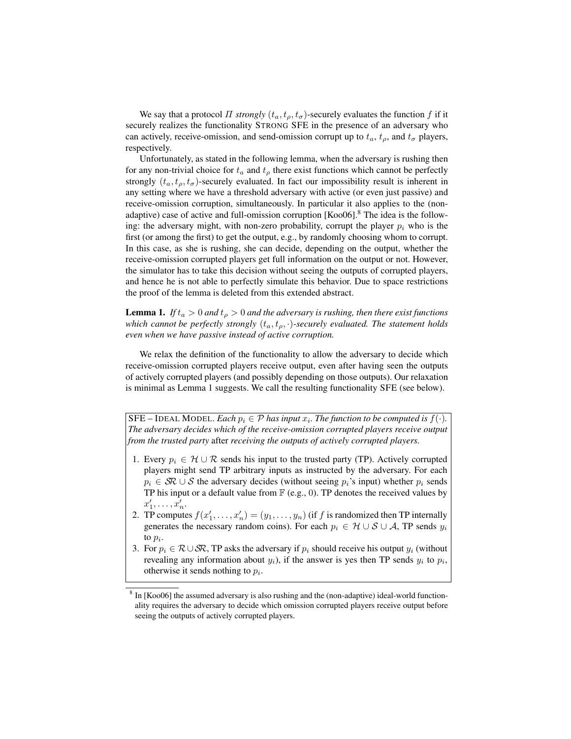We say that a protocol $\Pi$ *strongly* $(t_a, t_\rho, t_\sigma)$-securely evaluates the function $f$ if it securely realizes the functionality STRONG SFE in the presence of an adversary who can actively, receive-omission, and send-omission corrupt up to $t_a$, $t_\rho$, and $t_\sigma$ players, respectively.

Unfortunately, as stated in the following lemma, when the adversary is rushing then for any non-trivial choice for $t_a$ and $t_\rho$ there exist functions which cannot be perfectly strongly $(t_a, t_\rho, t_\sigma)$-securely evaluated. In fact our impossibility result is inherent in any setting where we have a threshold adversary with active (or even just passive) and receive-omission corruption, simultaneously. In particular it also applies to the (non-adaptive) case of active and full-omission corruption [Koo06].[8] The idea is the following: the adversary might, with non-zero probability, corrupt the player $p_i$ who is the first (or among the first) to get the output, e.g., by randomly choosing whom to corrupt. In this case, as she is rushing, she can decide, depending on the output, whether the receive-omission corrupted players get full information on the output or not. However, the simulator has to take this decision without seeing the outputs of corrupted players, and hence he is not able to perfectly simulate this behavior. Due to space restrictions the proof of the lemma is deleted from this extended abstract.

**Lemma 1.** *If $t_a > 0$ and $t_\rho > 0$ and the adversary is rushing, then there exist functions which cannot be perfectly strongly $(t_a, t_\rho, \cdot)$-securely evaluated. The statement holds even when we have passive instead of active corruption.*

We relax the definition of the functionality to allow the adversary to decide which receive-omission corrupted players receive output, even after having seen the outputs of actively corrupted players (and possibly depending on those outputs). Our relaxation is minimal as Lemma 1 suggests. We call the resulting functionality SFE (see below).

SFE – IDEAL MODEL. *Each $p_i \in \mathcal{P}$ has input $x_i$. The function to be computed is $f(\cdot)$. The adversary decides which of the receive-omission corrupted players receive output from the trusted party* after *receiving the outputs of actively corrupted players.*

1. Every $p_i \in \mathcal{H} \cup \mathcal{R}$ sends his input to the trusted party (TP). Actively corrupted players might send TP arbitrary inputs as instructed by the adversary. For each $p_i \in \mathcal{SR} \cup \mathcal{S}$ the adversary decides (without seeing $p_i$'s input) whether $p_i$ sends TP his input or a default value from $\mathbb{F}$ (e.g., 0). TP denotes the received values by $x'_1, \ldots, x'_n$.
2. TP computes $f(x'_1, \ldots, x'_n) = (y_1, \ldots, y_n)$ (if $f$ is randomized then TP internally generates the necessary random coins). For each $p_i \in \mathcal{H} \cup \mathcal{S} \cup \mathcal{A}$, TP sends $y_i$ to $p_i$.
3. For $p_i \in \mathcal{R} \cup \mathcal{SR}$, TP asks the adversary if $p_i$ should receive his output $y_i$ (without revealing any information about $y_i$), if the answer is yes then TP sends $y_i$ to $p_i$, otherwise it sends nothing to $p_i$.

[8] In [Koo06] the assumed adversary is also rushing and the (non-adaptive) ideal-world functionality requires the adversary to decide which omission corrupted players receive output before seeing the outputs of actively corrupted players.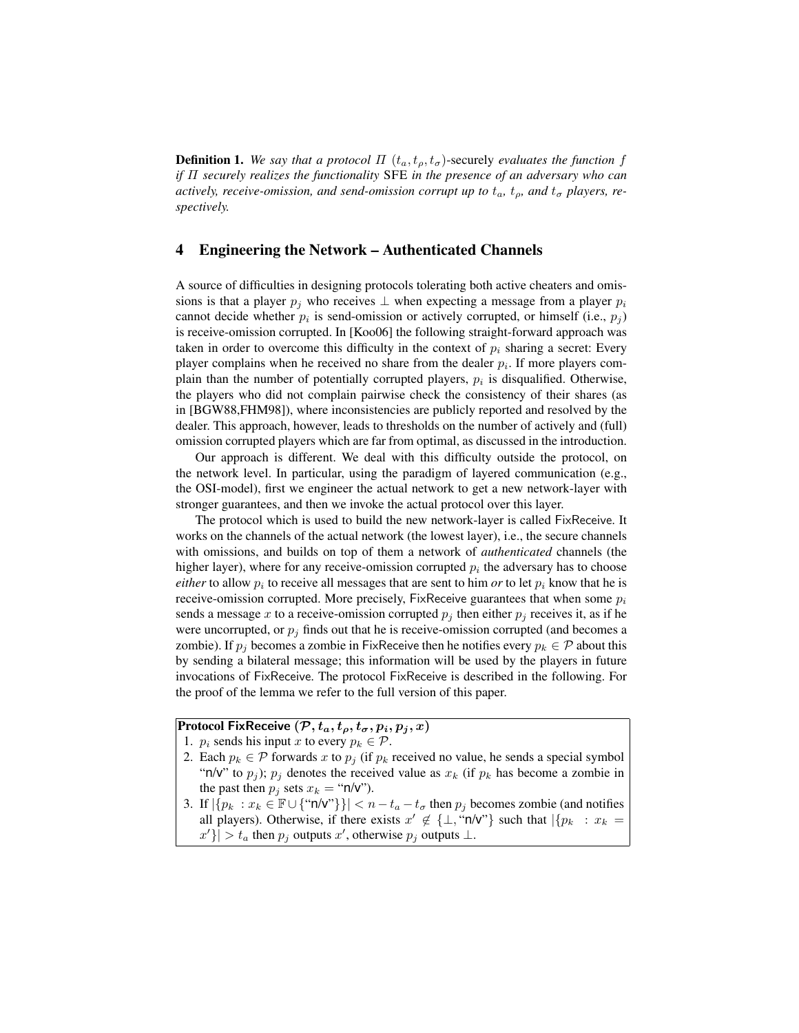**Definition 1.** *We say that a protocol $\Pi$ $(t_a, t_\rho, t_\sigma)$-*securely *evaluates the function $f$ if $\Pi$ securely realizes the functionality* SFE *in the presence of an adversary who can actively, receive-omission, and send-omission corrupt up to $t_a$, $t_\rho$, and $t_\sigma$ players, respectively.*

## 4 Engineering the Network – Authenticated Channels

A source of difficulties in designing protocols tolerating both active cheaters and omissions is that a player $p_j$ who receives $\perp$ when expecting a message from a player $p_i$ cannot decide whether $p_i$ is send-omission or actively corrupted, or himself (i.e., $p_j$) is receive-omission corrupted. In [Koo06] the following straight-forward approach was taken in order to overcome this difficulty in the context of $p_i$ sharing a secret: Every player complains when he received no share from the dealer $p_i$. If more players complain than the number of potentially corrupted players, $p_i$ is disqualified. Otherwise, the players who did not complain pairwise check the consistency of their shares (as in [BGW88,FHM98]), where inconsistencies are publicly reported and resolved by the dealer. This approach, however, leads to thresholds on the number of actively and (full) omission corrupted players which are far from optimal, as discussed in the introduction.

Our approach is different. We deal with this difficulty outside the protocol, on the network level. In particular, using the paradigm of layered communication (e.g., the OSI-model), first we engineer the actual network to get a new network-layer with stronger guarantees, and then we invoke the actual protocol over this layer.

The protocol which is used to build the new network-layer is called FixReceive. It works on the channels of the actual network (the lowest layer), i.e., the secure channels with omissions, and builds on top of them a network of *authenticated* channels (the higher layer), where for any receive-omission corrupted $p_i$ the adversary has to choose *either* to allow $p_i$ to receive all messages that are sent to him *or* to let $p_i$ know that he is receive-omission corrupted. More precisely, FixReceive guarantees that when some $p_i$ sends a message $x$ to a receive-omission corrupted $p_j$ then either $p_j$ receives it, as if he were uncorrupted, or $p_j$ finds out that he is receive-omission corrupted (and becomes a zombie). If $p_j$ becomes a zombie in FixReceive then he notifies every $p_k \in \mathcal{P}$ about this by sending a bilateral message; this information will be used by the players in future invocations of FixReceive. The protocol FixReceive is described in the following. For the proof of the lemma we refer to the full version of this paper.

**Protocol FixReceive $(\mathcal{P}, t_a, t_\rho, t_\sigma, p_i, p_j, x)$**

1. $p_i$ sends his input $x$ to every $p_k \in \mathcal{P}$.
2. Each $p_k \in \mathcal{P}$ forwards $x$ to $p_j$ (if $p_k$ received no value, he sends a special symbol "n/v" to $p_j$); $p_j$ denotes the received value as $x_k$ (if $p_k$ has become a zombie in the past then $p_j$ sets $x_k =$ "n/v").
3. If $|\{p_k : x_k \in \mathbb{F} \cup \{\text{"n/v"}\}\}| < n - t_a - t_\sigma$ then $p_j$ becomes zombie (and notifies all players). Otherwise, if there exists $x' \notin \{\perp, \text{"n/v"}\}$ such that $|\{p_k : x_k = x'\}| > t_a$ then $p_j$ outputs $x'$, otherwise $p_j$ outputs $\perp$.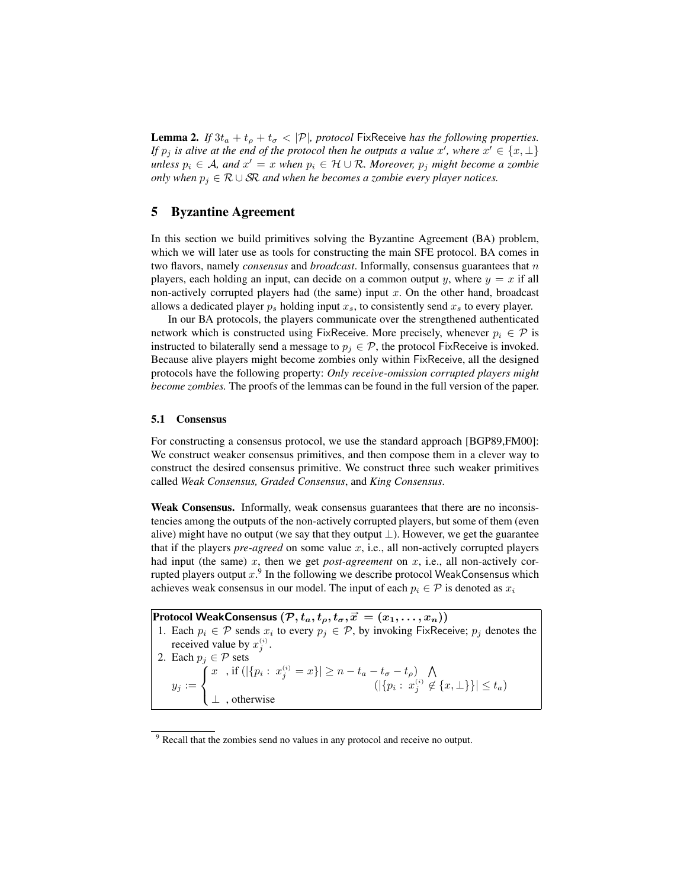**Lemma 2.** *If $3t_a + t_\rho + t_\sigma < |\mathcal{P}|$, protocol* FixReceive *has the following properties. If $p_j$ is alive at the end of the protocol then he outputs a value $x'$, where $x' \in \{x, \bot\}$ unless $p_i \in \mathcal{A}$, and $x' = x$ when $p_i \in \mathcal{H} \cup \mathcal{R}$. Moreover, $p_j$ might become a zombie only when $p_j \in \mathcal{R} \cup \mathcal{SR}$ and when he becomes a zombie every player notices.*

## 5 Byzantine Agreement

In this section we build primitives solving the Byzantine Agreement (BA) problem, which we will later use as tools for constructing the main SFE protocol. BA comes in two flavors, namely *consensus* and *broadcast*. Informally, consensus guarantees that $n$ players, each holding an input, can decide on a common output $y$, where $y = x$ if all non-actively corrupted players had (the same) input $x$. On the other hand, broadcast allows a dedicated player $p_s$ holding input $x_s$, to consistently send $x_s$ to every player.

In our BA protocols, the players communicate over the strengthened authenticated network which is constructed using FixReceive. More precisely, whenever $p_i \in \mathcal{P}$ is instructed to bilaterally send a message to $p_j \in \mathcal{P}$, the protocol FixReceive is invoked. Because alive players might become zombies only within FixReceive, all the designed protocols have the following property: *Only receive-omission corrupted players might become zombies.* The proofs of the lemmas can be found in the full version of the paper.

### 5.1 Consensus

For constructing a consensus protocol, we use the standard approach [BGP89,FM00]: We construct weaker consensus primitives, and then compose them in a clever way to construct the desired consensus primitive. We construct three such weaker primitives called *Weak Consensus, Graded Consensus*, and *King Consensus*.

**Weak Consensus.** Informally, weak consensus guarantees that there are no inconsistencies among the outputs of the non-actively corrupted players, but some of them (even alive) might have no output (we say that they output $\bot$). However, we get the guarantee that if the players *pre-agreed* on some value $x$, i.e., all non-actively corrupted players had input (the same) $x$, then we get *post-agreement* on $x$, i.e., all non-actively corrupted players output $x$.[9] In the following we describe protocol WeakConsensus which achieves weak consensus in our model. The input of each $p_i \in \mathcal{P}$ is denoted as $x_i$

**Protocol WeakConsensus $(\mathcal{P}, t_a, t_\rho, t_\sigma, \vec{x} = (x_1, \ldots, x_n))$**

1. Each $p_i \in \mathcal{P}$ sends $x_i$ to every $p_j \in \mathcal{P}$, by invoking FixReceive; $p_j$ denotes the received value by $x_j^{(i)}$.
2. Each $p_j \in \mathcal{P}$ sets

$$y_j := \begin{cases} x & \text{, if } (|\{p_i : x_j^{(i)} = x\}| \geq n - t_a - t_\sigma - t_\rho) \bigwedge (|\{p_i : x_j^{(i)} \notin \{x, \bot\}\}| \leq t_a) \\ \bot & \text{, otherwise} \end{cases}$$

[9] Recall that the zombies send no values in any protocol and receive no output.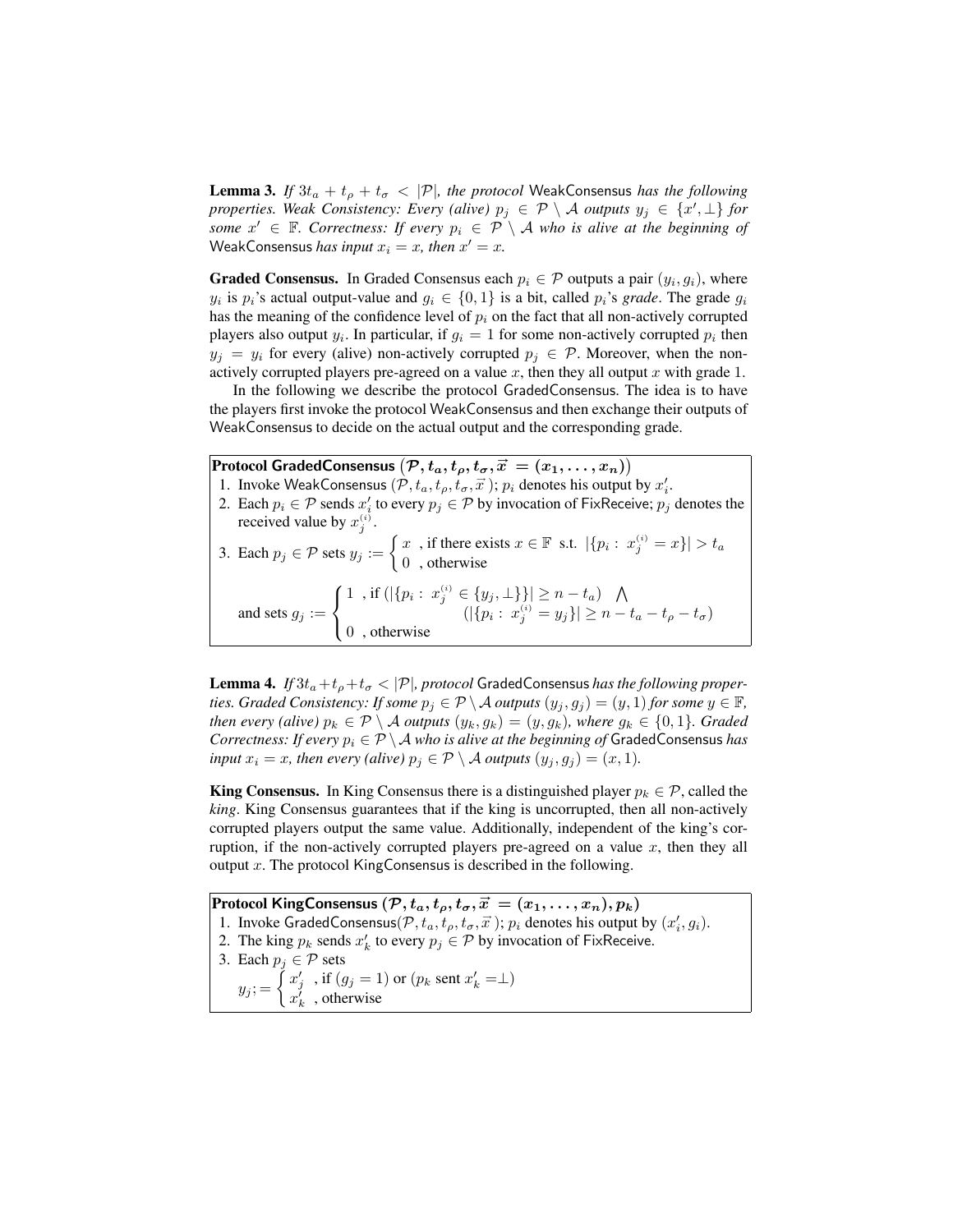**Lemma 3.** *If $3t_a + t_\rho + t_\sigma < |\mathcal{P}|$, the protocol* WeakConsensus *has the following properties. Weak Consistency: Every (alive) $p_j \in \mathcal{P} \setminus \mathcal{A}$ outputs $y_j \in \{x', \perp\}$ for some $x' \in \mathbb{F}$. Correctness: If every $p_i \in \mathcal{P} \setminus \mathcal{A}$ who is alive at the beginning of* WeakConsensus *has input $x_i = x$, then $x' = x$.*

**Graded Consensus.** In Graded Consensus each $p_i \in \mathcal{P}$ outputs a pair $(y_i, g_i)$, where $y_i$ is $p_i$'s actual output-value and $g_i \in \{0, 1\}$ is a bit, called $p_i$'s *grade*. The grade $g_i$ has the meaning of the confidence level of $p_i$ on the fact that all non-actively corrupted players also output $y_i$. In particular, if $g_i = 1$ for some non-actively corrupted $p_i$ then $y_j = y_i$ for every (alive) non-actively corrupted $p_j \in \mathcal{P}$. Moreover, when the non-actively corrupted players pre-agreed on a value $x$, then they all output $x$ with grade 1.

In the following we describe the protocol GradedConsensus. The idea is to have the players first invoke the protocol WeakConsensus and then exchange their outputs of WeakConsensus to decide on the actual output and the corresponding grade.

**Protocol GradedConsensus $(\mathcal{P}, t_a, t_\rho, t_\sigma, \vec{x} = (x_1, \ldots, x_n))$**

1. Invoke WeakConsensus $(\mathcal{P}, t_a, t_\rho, t_\sigma, \vec{x}\,)$; $p_i$ denotes his output by $x'_i$.
2. Each $p_i \in \mathcal{P}$ sends $x'_i$ to every $p_j \in \mathcal{P}$ by invocation of FixReceive; $p_j$ denotes the received value by $x_j^{(i)}$.
3. Each $p_j \in \mathcal{P}$ sets $y_j := \begin{cases} x & \text{, if there exists } x \in \mathbb{F} \text{ s.t. } |\{p_i : x_j^{(i)} = x\}| > t_a \\ 0 & \text{, otherwise} \end{cases}$

   and sets $g_j := \begin{cases} 1 & \text{, if } (|\{p_i : x_j^{(i)} \in \{y_j, \perp\}\}| \geq n - t_a) \;\; \bigwedge \\ & \qquad (|\{p_i : x_j^{(i)} = y_j\}| \geq n - t_a - t_\rho - t_\sigma) \\ 0 & \text{, otherwise} \end{cases}$

**Lemma 4.** *If $3t_a + t_\rho + t_\sigma < |\mathcal{P}|$, protocol* GradedConsensus *has the following properties. Graded Consistency: If some $p_j \in \mathcal{P} \setminus \mathcal{A}$ outputs $(y_j, g_j) = (y, 1)$ for some $y \in \mathbb{F}$, then every (alive) $p_k \in \mathcal{P} \setminus \mathcal{A}$ outputs $(y_k, g_k) = (y, g_k)$, where $g_k \in \{0, 1\}$. Graded Correctness: If every $p_i \in \mathcal{P} \setminus \mathcal{A}$ who is alive at the beginning of* GradedConsensus *has input $x_i = x$, then every (alive) $p_j \in \mathcal{P} \setminus \mathcal{A}$ outputs $(y_j, g_j) = (x, 1)$.*

**King Consensus.** In King Consensus there is a distinguished player $p_k \in \mathcal{P}$, called the *king*. King Consensus guarantees that if the king is uncorrupted, then all non-actively corrupted players output the same value. Additionally, independent of the king's corruption, if the non-actively corrupted players pre-agreed on a value $x$, then they all output $x$. The protocol KingConsensus is described in the following.

**Protocol KingConsensus $(\mathcal{P}, t_a, t_\rho, t_\sigma, \vec{x} = (x_1, \ldots, x_n), p_k)$**

1. Invoke GradedConsensus$(\mathcal{P}, t_a, t_\rho, t_\sigma, \vec{x}\,)$; $p_i$ denotes his output by $(x'_i, g_i)$.
2. The king $p_k$ sends $x'_k$ to every $p_j \in \mathcal{P}$ by invocation of FixReceive.
3. Each $p_j \in \mathcal{P}$ sets

   $y_j; = \begin{cases} x'_j & \text{, if } (g_j = 1) \text{ or } (p_k \text{ sent } x'_k = \perp) \\ x'_k & \text{, otherwise} \end{cases}$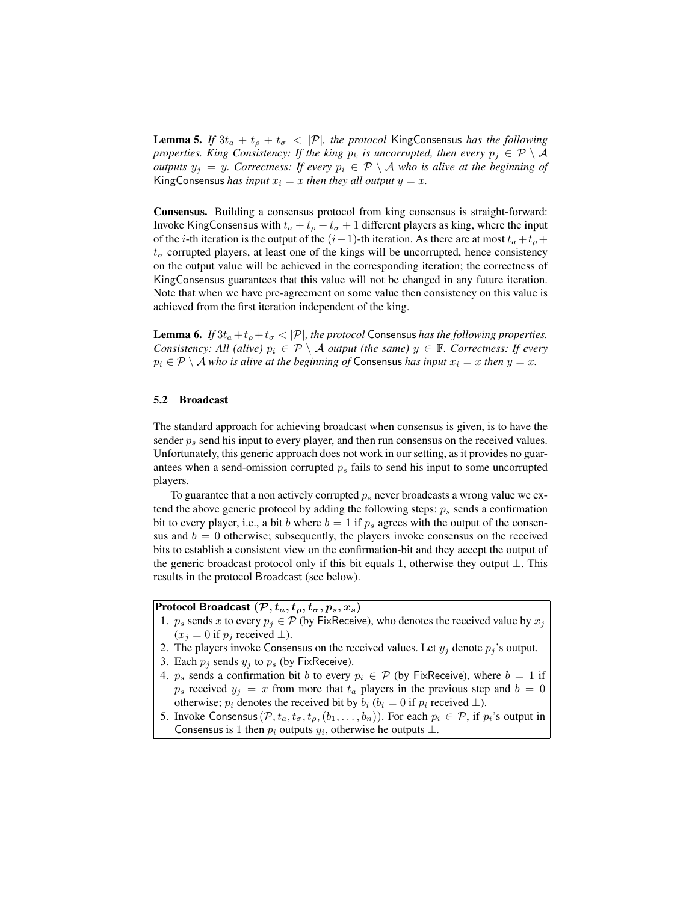**Lemma 5.** *If $3t_a + t_\rho + t_\sigma < |\mathcal{P}|$, the protocol* KingConsensus *has the following properties. King Consistency: If the king $p_k$ is uncorrupted, then every $p_j \in \mathcal{P} \setminus \mathcal{A}$ outputs $y_j = y$. Correctness: If every $p_i \in \mathcal{P} \setminus \mathcal{A}$ who is alive at the beginning of* KingConsensus *has input $x_i = x$ then they all output $y = x$.*

**Consensus.** Building a consensus protocol from king consensus is straight-forward: Invoke KingConsensus with $t_a + t_\rho + t_\sigma + 1$ different players as king, where the input of the $i$-th iteration is the output of the $(i-1)$-th iteration. As there are at most $t_a + t_\rho + t_\sigma$ corrupted players, at least one of the kings will be uncorrupted, hence consistency on the output value will be achieved in the corresponding iteration; the correctness of KingConsensus guarantees that this value will not be changed in any future iteration. Note that when we have pre-agreement on some value then consistency on this value is achieved from the first iteration independent of the king.

**Lemma 6.** *If $3t_a + t_\rho + t_\sigma < |\mathcal{P}|$, the protocol* Consensus *has the following properties. Consistency: All (alive) $p_i \in \mathcal{P} \setminus \mathcal{A}$ output (the same) $y \in \mathbb{F}$. Correctness: If every $p_i \in \mathcal{P} \setminus \mathcal{A}$ who is alive at the beginning of* Consensus *has input $x_i = x$ then $y = x$.*

### 5.2 Broadcast

The standard approach for achieving broadcast when consensus is given, is to have the sender $p_s$ send his input to every player, and then run consensus on the received values. Unfortunately, this generic approach does not work in our setting, as it provides no guarantees when a send-omission corrupted $p_s$ fails to send his input to some uncorrupted players.

To guarantee that a non actively corrupted $p_s$ never broadcasts a wrong value we extend the above generic protocol by adding the following steps: $p_s$ sends a confirmation bit to every player, i.e., a bit $b$ where $b = 1$ if $p_s$ agrees with the output of the consensus and $b = 0$ otherwise; subsequently, the players invoke consensus on the received bits to establish a consistent view on the confirmation-bit and they accept the output of the generic broadcast protocol only if this bit equals 1, otherwise they output $\perp$. This results in the protocol Broadcast (see below).

**Protocol Broadcast $(\mathcal{P}, t_a, t_\rho, t_\sigma, p_s, x_s)$**

1. $p_s$ sends $x$ to every $p_j \in \mathcal{P}$ (by FixReceive), who denotes the received value by $x_j$ ($x_j = 0$ if $p_j$ received $\perp$).
2. The players invoke Consensus on the received values. Let $y_j$ denote $p_j$'s output.
3. Each $p_j$ sends $y_j$ to $p_s$ (by FixReceive).
4. $p_s$ sends a confirmation bit $b$ to every $p_i \in \mathcal{P}$ (by FixReceive), where $b = 1$ if $p_s$ received $y_j = x$ from more that $t_a$ players in the previous step and $b = 0$ otherwise; $p_i$ denotes the received bit by $b_i$ ($b_i = 0$ if $p_i$ received $\perp$).
5. Invoke Consensus$(\mathcal{P}, t_a, t_\sigma, t_\rho, (b_1, \ldots, b_n))$. For each $p_i \in \mathcal{P}$, if $p_i$'s output in Consensus is 1 then $p_i$ outputs $y_i$, otherwise he outputs $\perp$.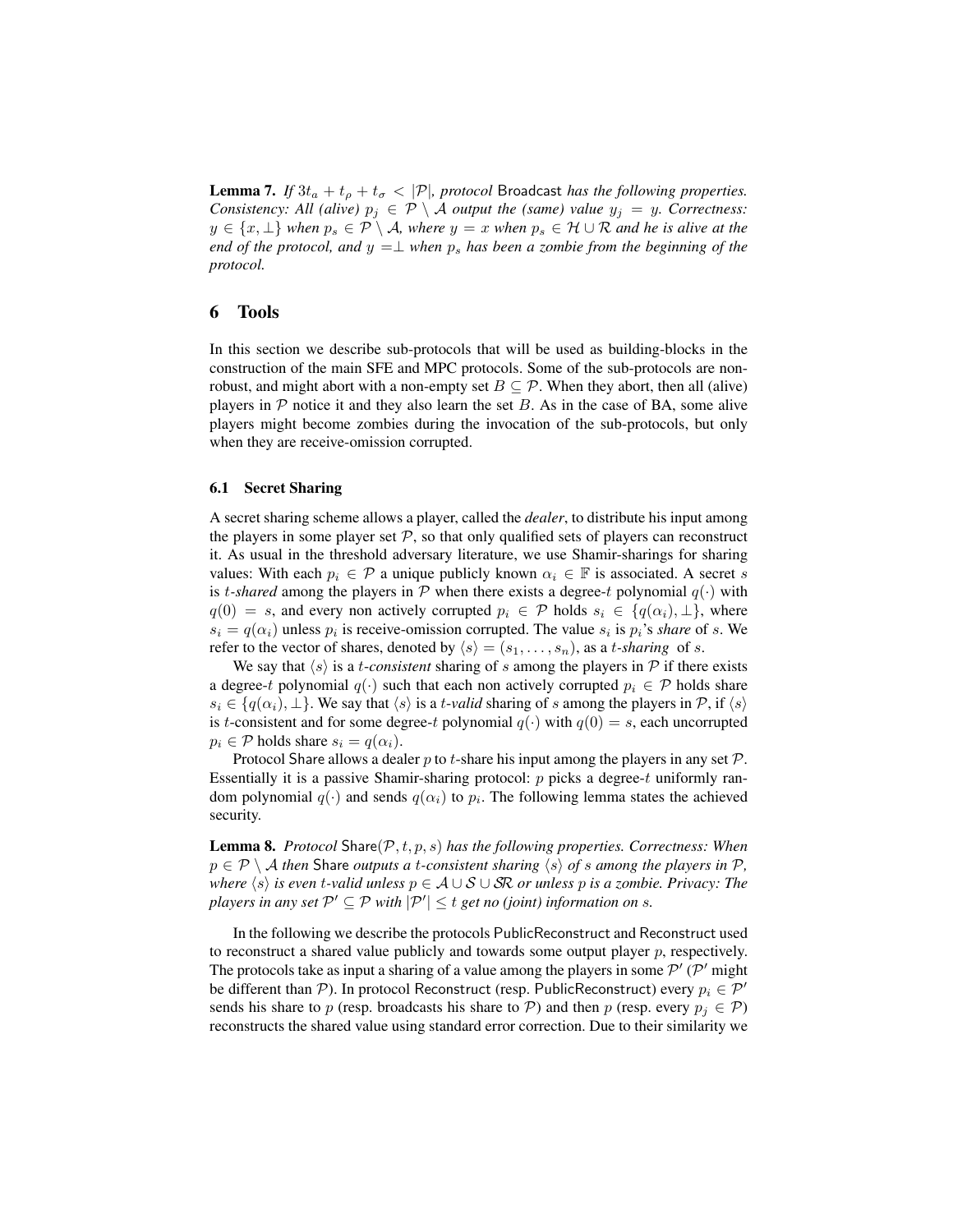**Lemma 7.** *If $3t_a + t_\rho + t_\sigma < |\mathcal{P}|$, protocol* Broadcast *has the following properties. Consistency: All (alive) $p_j \in \mathcal{P} \setminus \mathcal{A}$ output the (same) value $y_j = y$. Correctness: $y \in \{x, \perp\}$ when $p_s \in \mathcal{P} \setminus \mathcal{A}$, where $y = x$ when $p_s \in \mathcal{H} \cup \mathcal{R}$ and he is alive at the end of the protocol, and $y = \perp$ when $p_s$ has been a zombie from the beginning of the protocol.*

## 6 Tools

In this section we describe sub-protocols that will be used as building-blocks in the construction of the main SFE and MPC protocols. Some of the sub-protocols are non-robust, and might abort with a non-empty set $B \subseteq \mathcal{P}$. When they abort, then all (alive) players in $\mathcal{P}$ notice it and they also learn the set $B$. As in the case of BA, some alive players might become zombies during the invocation of the sub-protocols, but only when they are receive-omission corrupted.

### 6.1 Secret Sharing

A secret sharing scheme allows a player, called the *dealer*, to distribute his input among the players in some player set $\mathcal{P}$, so that only qualified sets of players can reconstruct it. As usual in the threshold adversary literature, we use Shamir-sharings for sharing values: With each $p_i \in \mathcal{P}$ a unique publicly known $\alpha_i \in \mathbb{F}$ is associated. A secret $s$ is $t$*-shared* among the players in $\mathcal{P}$ when there exists a degree-$t$ polynomial $q(\cdot)$ with $q(0) = s$, and every non actively corrupted $p_i \in \mathcal{P}$ holds $s_i \in \{q(\alpha_i), \perp\}$, where $s_i = q(\alpha_i)$ unless $p_i$ is receive-omission corrupted. The value $s_i$ is $p_i$'s *share* of $s$. We refer to the vector of shares, denoted by $\langle s \rangle = (s_1, \ldots, s_n)$, as a $t$*-sharing* of $s$.

We say that $\langle s \rangle$ is a $t$*-consistent* sharing of $s$ among the players in $\mathcal{P}$ if there exists a degree-$t$ polynomial $q(\cdot)$ such that each non actively corrupted $p_i \in \mathcal{P}$ holds share $s_i \in \{q(\alpha_i), \perp\}$. We say that $\langle s \rangle$ is a $t$*-valid* sharing of $s$ among the players in $\mathcal{P}$, if $\langle s \rangle$ is $t$-consistent and for some degree-$t$ polynomial $q(\cdot)$ with $q(0) = s$, each uncorrupted $p_i \in \mathcal{P}$ holds share $s_i = q(\alpha_i)$.

Protocol Share allows a dealer $p$ to $t$-share his input among the players in any set $\mathcal{P}$. Essentially it is a passive Shamir-sharing protocol: $p$ picks a degree-$t$ uniformly random polynomial $q(\cdot)$ and sends $q(\alpha_i)$ to $p_i$. The following lemma states the achieved security.

**Lemma 8.** *Protocol* Share$(\mathcal{P}, t, p, s)$ *has the following properties. Correctness: When $p \in \mathcal{P} \setminus \mathcal{A}$ then* Share *outputs a $t$-consistent sharing $\langle s \rangle$ of $s$ among the players in $\mathcal{P}$, where $\langle s \rangle$ is even $t$-valid unless $p \in \mathcal{A} \cup \mathcal{S} \cup \mathcal{SR}$ or unless $p$ is a zombie. Privacy: The players in any set $\mathcal{P}' \subseteq \mathcal{P}$ with $|\mathcal{P}'| \leq t$ get no (joint) information on $s$.*

In the following we describe the protocols PublicReconstruct and Reconstruct used to reconstruct a shared value publicly and towards some output player $p$, respectively. The protocols take as input a sharing of a value among the players in some $\mathcal{P}'$ ($\mathcal{P}'$ might be different than $\mathcal{P}$). In protocol Reconstruct (resp. PublicReconstruct) every $p_i \in \mathcal{P}'$ sends his share to $p$ (resp. broadcasts his share to $\mathcal{P}$) and then $p$ (resp. every $p_j \in \mathcal{P}$) reconstructs the shared value using standard error correction. Due to their similarity we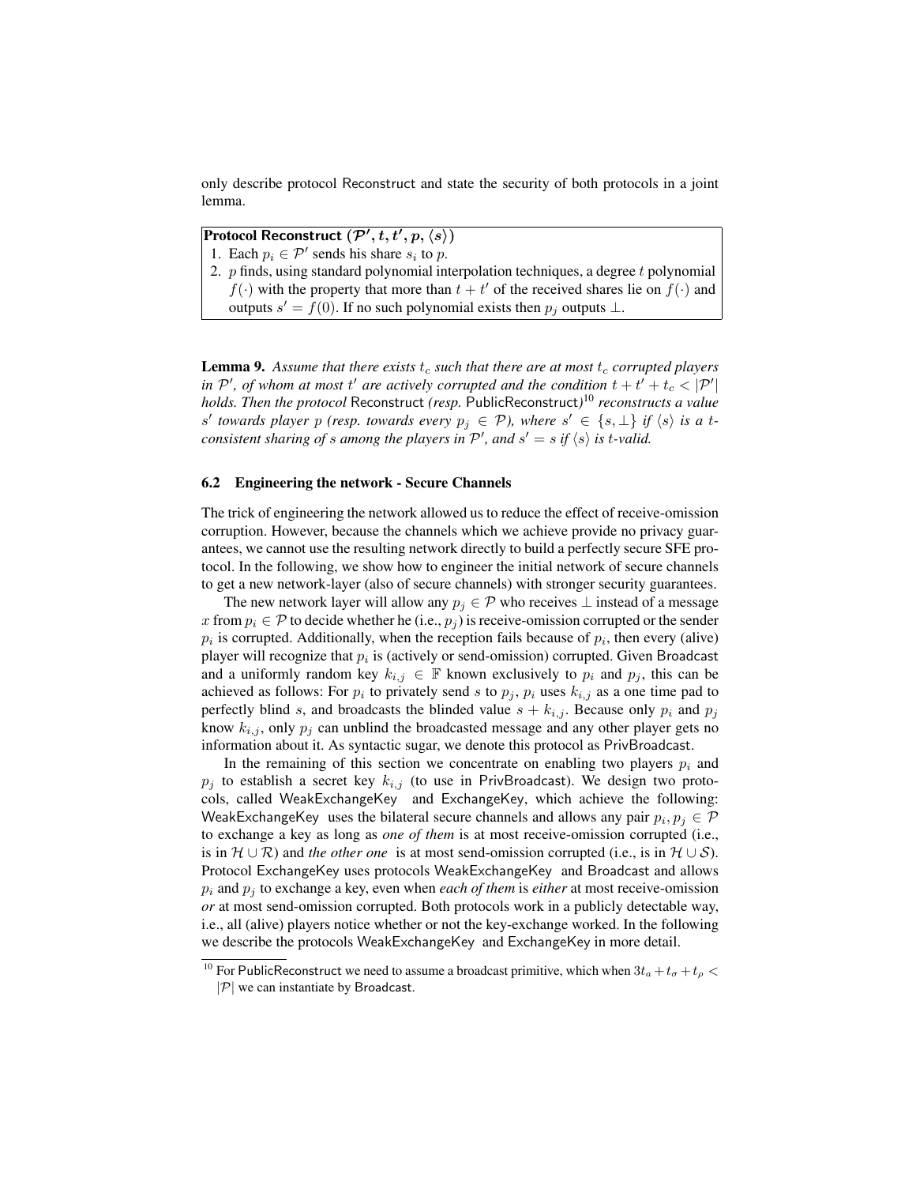only describe protocol Reconstruct and state the security of both protocols in a joint lemma.

**Protocol Reconstruct $(\mathcal{P}', t, t', p, \langle s \rangle)$**

1. Each $p_i \in \mathcal{P}'$ sends his share $s_i$ to $p$.
2. $p$ finds, using standard polynomial interpolation techniques, a degree $t$ polynomial $f(\cdot)$ with the property that more than $t + t'$ of the received shares lie on $f(\cdot)$ and outputs $s' = f(0)$. If no such polynomial exists then $p_j$ outputs $\perp$.

**Lemma 9.** *Assume that there exists $t_c$ such that there are at most $t_c$ corrupted players in $\mathcal{P}'$, of whom at most $t'$ are actively corrupted and the condition $t + t' + t_c < |\mathcal{P}'|$ holds. Then the protocol* Reconstruct *(resp.* PublicReconstruct*)*[10] *reconstructs a value $s'$ towards player $p$ (resp. towards every $p_j \in \mathcal{P}$), where $s' \in \{s, \perp\}$ if $\langle s \rangle$ is a $t$-consistent sharing of $s$ among the players in $\mathcal{P}'$, and $s' = s$ if $\langle s \rangle$ is $t$-valid.*

### 6.2 Engineering the network - Secure Channels

The trick of engineering the network allowed us to reduce the effect of receive-omission corruption. However, because the channels which we achieve provide no privacy guarantees, we cannot use the resulting network directly to build a perfectly secure SFE protocol. In the following, we show how to engineer the initial network of secure channels to get a new network-layer (also of secure channels) with stronger security guarantees.

The new network layer will allow any $p_j \in \mathcal{P}$ who receives $\perp$ instead of a message $x$ from $p_i \in \mathcal{P}$ to decide whether he (i.e., $p_j$) is receive-omission corrupted or the sender $p_i$ is corrupted. Additionally, when the reception fails because of $p_i$, then every (alive) player will recognize that $p_i$ is (actively or send-omission) corrupted. Given Broadcast and a uniformly random key $k_{i,j} \in \mathbb{F}$ known exclusively to $p_i$ and $p_j$, this can be achieved as follows: For $p_i$ to privately send $s$ to $p_j$, $p_i$ uses $k_{i,j}$ as a one time pad to perfectly blind $s$, and broadcasts the blinded value $s + k_{i,j}$. Because only $p_i$ and $p_j$ know $k_{i,j}$, only $p_j$ can unblind the broadcasted message and any other player gets no information about it. As syntactic sugar, we denote this protocol as PrivBroadcast.

In the remaining of this section we concentrate on enabling two players $p_i$ and $p_j$ to establish a secret key $k_{i,j}$ (to use in PrivBroadcast). We design two protocols, called WeakExchangeKey and ExchangeKey, which achieve the following: WeakExchangeKey uses the bilateral secure channels and allows any pair $p_i, p_j \in \mathcal{P}$ to exchange a key as long as *one of them* is at most receive-omission corrupted (i.e., is in $\mathcal{H} \cup \mathcal{R}$) and *the other one* is at most send-omission corrupted (i.e., is in $\mathcal{H} \cup \mathcal{S}$). Protocol ExchangeKey uses protocols WeakExchangeKey and Broadcast and allows $p_i$ and $p_j$ to exchange a key, even when *each of them* is *either* at most receive-omission *or* at most send-omission corrupted. Both protocols work in a publicly detectable way, i.e., all (alive) players notice whether or not the key-exchange worked. In the following we describe the protocols WeakExchangeKey and ExchangeKey in more detail.

[10] For PublicReconstruct we need to assume a broadcast primitive, which when $3t_a + t_\sigma + t_\rho < |\mathcal{P}|$ we can instantiate by Broadcast.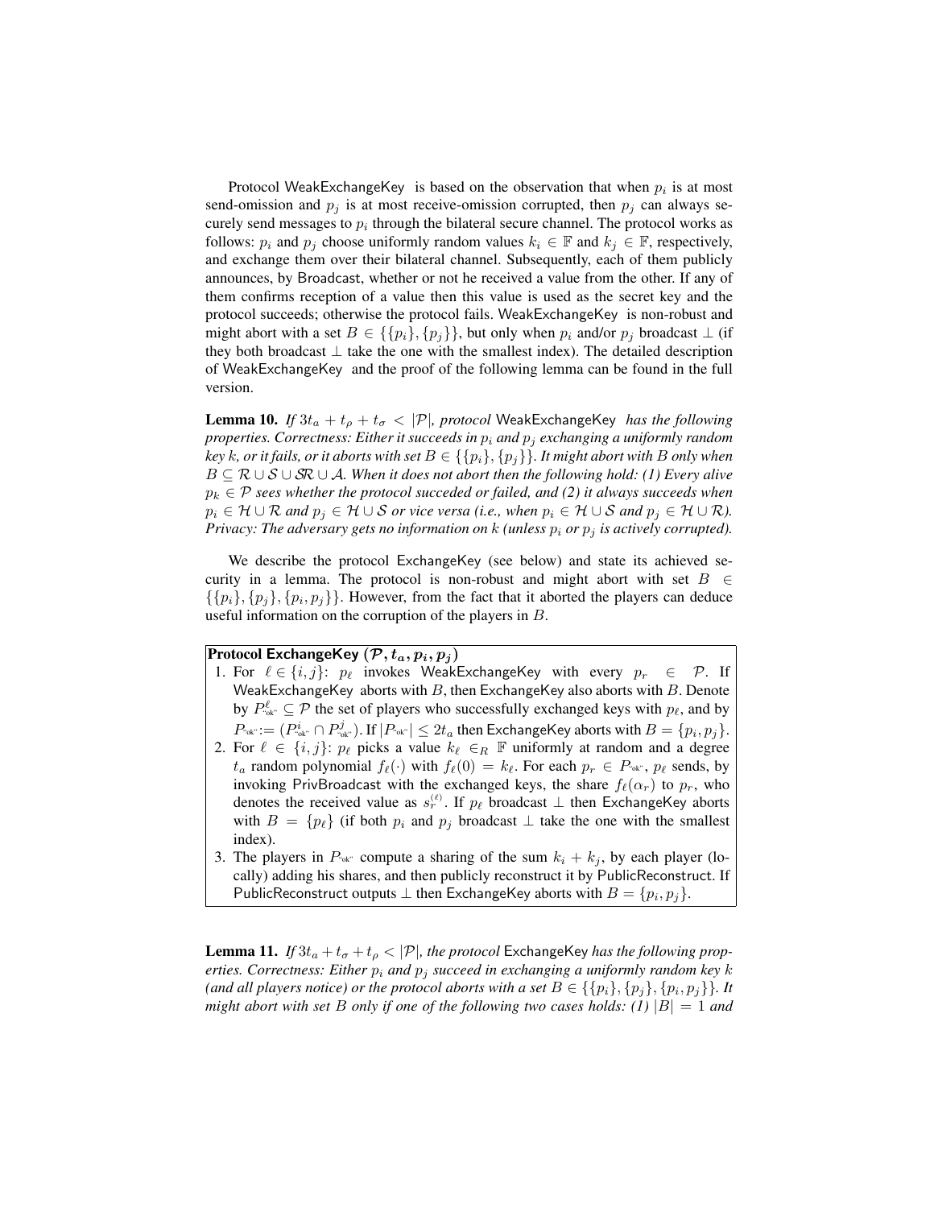Protocol WeakExchangeKey is based on the observation that when $p_i$ is at most send-omission and $p_j$ is at most receive-omission corrupted, then $p_j$ can always securely send messages to $p_i$ through the bilateral secure channel. The protocol works as follows: $p_i$ and $p_j$ choose uniformly random values $k_i \in \mathbb{F}$ and $k_j \in \mathbb{F}$, respectively, and exchange them over their bilateral channel. Subsequently, each of them publicly announces, by Broadcast, whether or not he received a value from the other. If any of them confirms reception of a value then this value is used as the secret key and the protocol succeeds; otherwise the protocol fails. WeakExchangeKey is non-robust and might abort with a set $B \in \{\{p_i\}, \{p_j\}\}$, but only when $p_i$ and/or $p_j$ broadcast $\bot$ (if they both broadcast $\bot$ take the one with the smallest index). The detailed description of WeakExchangeKey and the proof of the following lemma can be found in the full version.

**Lemma 10.** *If $3t_a + t_\rho + t_\sigma < |\mathcal{P}|$, protocol* WeakExchangeKey *has the following properties. Correctness: Either it succeeds in $p_i$ and $p_j$ exchanging a uniformly random key $k$, or it fails, or it aborts with set $B \in \{\{p_i\}, \{p_j\}\}$. It might abort with $B$ only when $B \subseteq \mathcal{R} \cup \mathcal{S} \cup \mathcal{SR} \cup \mathcal{A}$. When it does not abort then the following hold: (1) Every alive $p_k \in \mathcal{P}$ sees whether the protocol succeded or failed, and (2) it always succeeds when $p_i \in \mathcal{H} \cup \mathcal{R}$ and $p_j \in \mathcal{H} \cup \mathcal{S}$ or vice versa (i.e., when $p_i \in \mathcal{H} \cup \mathcal{S}$ and $p_j \in \mathcal{H} \cup \mathcal{R}$). Privacy: The adversary gets no information on $k$ (unless $p_i$ or $p_j$ is actively corrupted).*

We describe the protocol ExchangeKey (see below) and state its achieved security in a lemma. The protocol is non-robust and might abort with set $B \in \{\{p_i\}, \{p_j\}, \{p_i, p_j\}\}$. However, from the fact that it aborted the players can deduce useful information on the corruption of the players in $B$.

**Protocol ExchangeKey $(\mathcal{P}, t_a, p_i, p_j)$**

1. For $\ell \in \{i, j\}$: $p_\ell$ invokes WeakExchangeKey with every $p_r \in \mathcal{P}$. If WeakExchangeKey aborts with $B$, then ExchangeKey also aborts with $B$. Denote by $P^{\ell}_{\text{"ok"}} \subseteq \mathcal{P}$ the set of players who successfully exchanged keys with $p_\ell$, and by $P_{\text{"ok"}} := (P^{i}_{\text{"ok"}} \cap P^{j}_{\text{"ok"}})$. If $|P_{\text{"ok"}}| \leq 2t_a$ then ExchangeKey aborts with $B = \{p_i, p_j\}$.
2. For $\ell \in \{i, j\}$: $p_\ell$ picks a value $k_\ell \in_R \mathbb{F}$ uniformly at random and a degree $t_a$ random polynomial $f_\ell(\cdot)$ with $f_\ell(0) = k_\ell$. For each $p_r \in P_{\text{"ok"}}$, $p_\ell$ sends, by invoking PrivBroadcast with the exchanged keys, the share $f_\ell(\alpha_r)$ to $p_r$, who denotes the received value as $s_r^{(\ell)}$. If $p_\ell$ broadcast $\bot$ then ExchangeKey aborts with $B = \{p_\ell\}$ (if both $p_i$ and $p_j$ broadcast $\bot$ take the one with the smallest index).
3. The players in $P_{\text{"ok"}}$ compute a sharing of the sum $k_i + k_j$, by each player (locally) adding his shares, and then publicly reconstruct it by PublicReconstruct. If PublicReconstruct outputs $\bot$ then ExchangeKey aborts with $B = \{p_i, p_j\}$.

**Lemma 11.** *If $3t_a + t_\sigma + t_\rho < |\mathcal{P}|$, the protocol* ExchangeKey *has the following properties. Correctness: Either $p_i$ and $p_j$ succeed in exchanging a uniformly random key $k$ (and all players notice) or the protocol aborts with a set $B \in \{\{p_i\}, \{p_j\}, \{p_i, p_j\}\}$. It might abort with set $B$ only if one of the following two cases holds: (1) $|B| = 1$ and*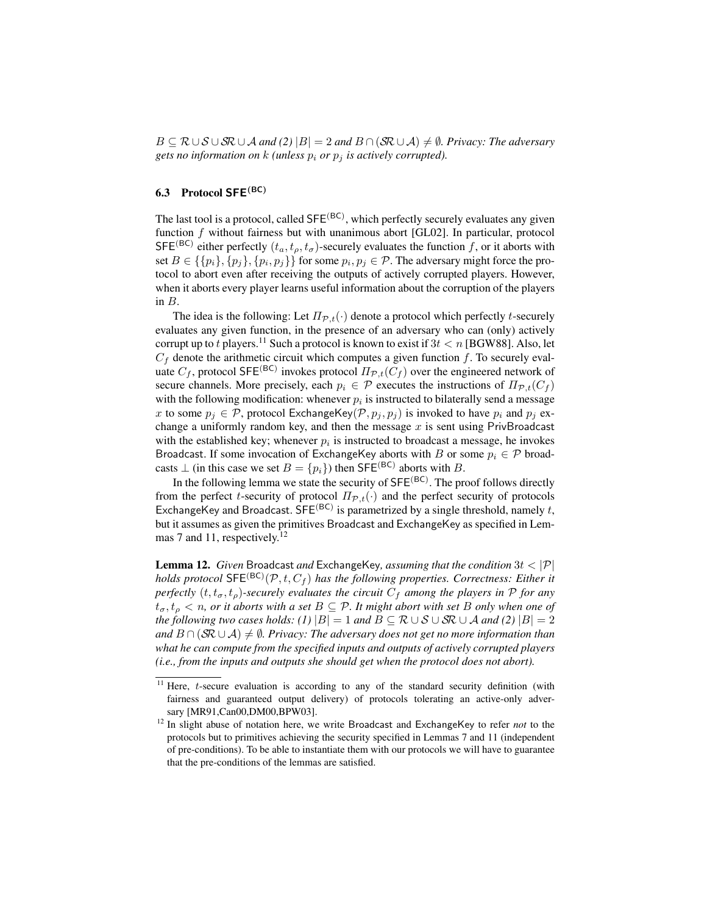*$B \subseteq \mathcal{R} \cup \mathcal{S} \cup \mathcal{SR} \cup \mathcal{A}$ and (2) $|B| = 2$ and $B \cap (\mathcal{SR} \cup \mathcal{A}) \neq \emptyset$. Privacy: The adversary gets no information on $k$ (unless $p_i$ or $p_j$ is actively corrupted).*

### 6.3 Protocol $\mathsf{SFE}^{(\mathsf{BC})}$

The last tool is a protocol, called $\mathsf{SFE}^{(\mathsf{BC})}$, which perfectly securely evaluates any given function $f$ without fairness but with unanimous abort [GL02]. In particular, protocol $\mathsf{SFE}^{(\mathsf{BC})}$ either perfectly $(t_a, t_\rho, t_\sigma)$-securely evaluates the function $f$, or it aborts with set $B \in \{\{p_i\}, \{p_j\}, \{p_i, p_j\}\}$ for some $p_i, p_j \in \mathcal{P}$. The adversary might force the protocol to abort even after receiving the outputs of actively corrupted players. However, when it aborts every player learns useful information about the corruption of the players in $B$.

The idea is the following: Let $\Pi_{\mathcal{P},t}(\cdot)$ denote a protocol which perfectly $t$-securely evaluates any given function, in the presence of an adversary who can (only) actively corrupt up to $t$ players.[11] Such a protocol is known to exist if $3t < n$ [BGW88]. Also, let $C_f$ denote the arithmetic circuit which computes a given function $f$. To securely evaluate $C_f$, protocol $\mathsf{SFE}^{(\mathsf{BC})}$ invokes protocol $\Pi_{\mathcal{P},t}(C_f)$ over the engineered network of secure channels. More precisely, each $p_i \in \mathcal{P}$ executes the instructions of $\Pi_{\mathcal{P},t}(C_f)$ with the following modification: whenever $p_i$ is instructed to bilaterally send a message $x$ to some $p_j \in \mathcal{P}$, protocol $\mathsf{ExchangeKey}(\mathcal{P}, p_j, p_j)$ is invoked to have $p_i$ and $p_j$ exchange a uniformly random key, and then the message $x$ is sent using $\mathsf{PrivBroadcast}$ with the established key; whenever $p_i$ is instructed to broadcast a message, he invokes $\mathsf{Broadcast}$. If some invocation of $\mathsf{ExchangeKey}$ aborts with $B$ or some $p_i \in \mathcal{P}$ broadcasts $\perp$ (in this case we set $B = \{p_i\}$) then $\mathsf{SFE}^{(\mathsf{BC})}$ aborts with $B$.

In the following lemma we state the security of $\mathsf{SFE}^{(\mathsf{BC})}$. The proof follows directly from the perfect $t$-security of protocol $\Pi_{\mathcal{P},t}(\cdot)$ and the perfect security of protocols $\mathsf{ExchangeKey}$ and $\mathsf{Broadcast}$. $\mathsf{SFE}^{(\mathsf{BC})}$ is parametrized by a single threshold, namely $t$, but it assumes as given the primitives $\mathsf{Broadcast}$ and $\mathsf{ExchangeKey}$ as specified in Lemmas 7 and 11, respectively.[12]

**Lemma 12.** *Given* $\mathsf{Broadcast}$ *and* $\mathsf{ExchangeKey}$*, assuming that the condition $3t < |\mathcal{P}|$ holds protocol $\mathsf{SFE}^{(\mathsf{BC})}(\mathcal{P}, t, C_f)$ has the following properties. Correctness: Either it perfectly $(t, t_\sigma, t_\rho)$-securely evaluates the circuit $C_f$ among the players in $\mathcal{P}$ for any $t_\sigma, t_\rho < n$, or it aborts with a set $B \subseteq \mathcal{P}$. It might abort with set $B$ only when one of the following two cases holds: (1) $|B| = 1$ and $B \subseteq \mathcal{R} \cup \mathcal{S} \cup \mathcal{SR} \cup \mathcal{A}$ and (2) $|B| = 2$ and $B \cap (\mathcal{SR} \cup \mathcal{A}) \neq \emptyset$. Privacy: The adversary does not get no more information than what he can compute from the specified inputs and outputs of actively corrupted players (i.e., from the inputs and outputs she should get when the protocol does not abort).*

---

[11] Here, $t$-secure evaluation is according to any of the standard security definition (with fairness and guaranteed output delivery) of protocols tolerating an active-only adversary [MR91,Can00,DM00,BPW03].

[12] In slight abuse of notation here, we write $\mathsf{Broadcast}$ and $\mathsf{ExchangeKey}$ to refer *not* to the protocols but to primitives achieving the security specified in Lemmas 7 and 11 (independent of pre-conditions). To be able to instantiate them with our protocols we will have to guarantee that the pre-conditions of the lemmas are satisfied.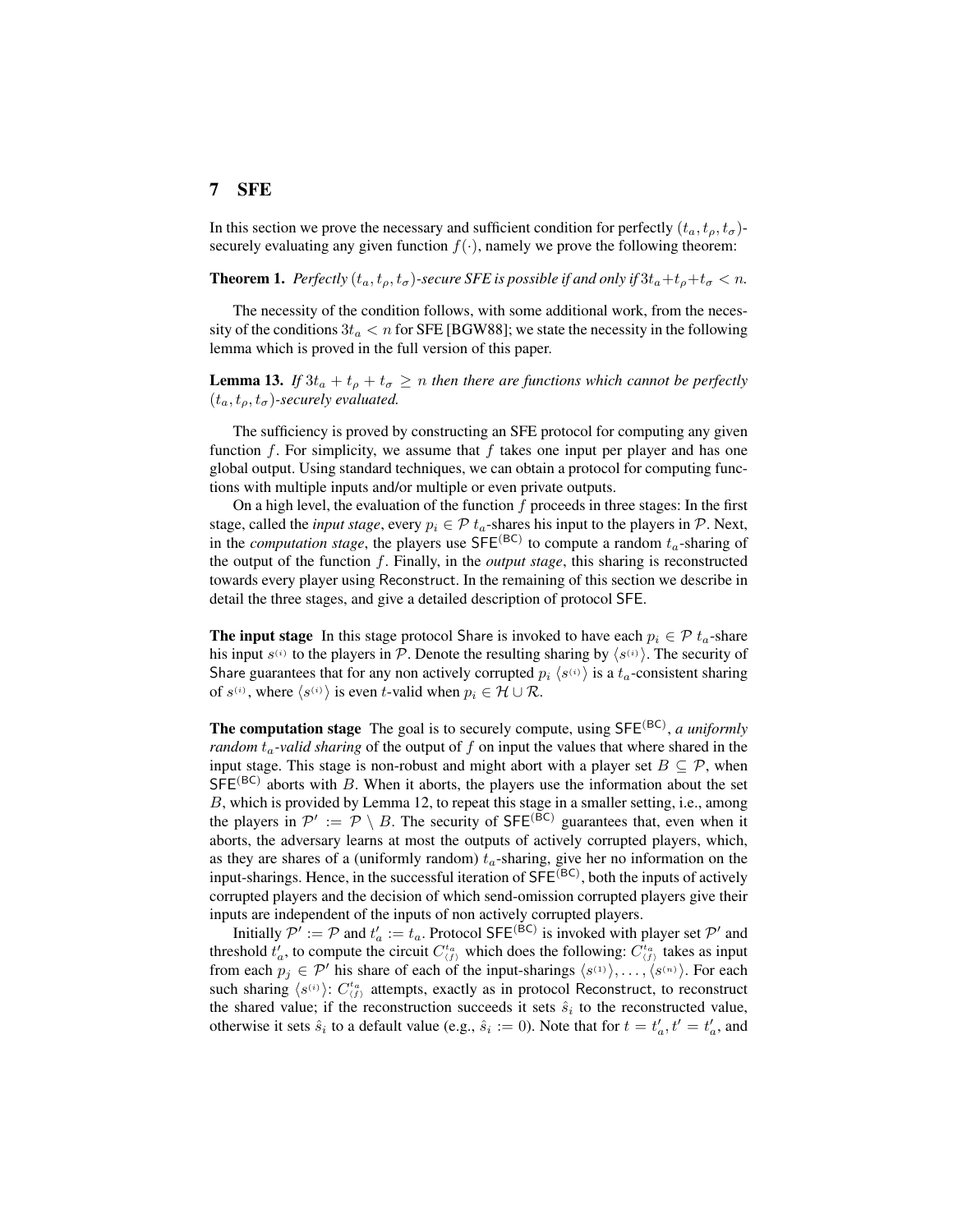## 7 SFE

In this section we prove the necessary and sufficient condition for perfectly $(t_a, t_\rho, t_\sigma)$-securely evaluating any given function $f(\cdot)$, namely we prove the following theorem:

**Theorem 1.** *Perfectly $(t_a, t_\rho, t_\sigma)$-secure SFE is possible if and only if $3t_a + t_\rho + t_\sigma < n$.*

The necessity of the condition follows, with some additional work, from the necessity of the conditions $3t_a < n$ for SFE [BGW88]; we state the necessity in the following lemma which is proved in the full version of this paper.

**Lemma 13.** *If $3t_a + t_\rho + t_\sigma \geq n$ then there are functions which cannot be perfectly $(t_a, t_\rho, t_\sigma)$-securely evaluated.*

The sufficiency is proved by constructing an SFE protocol for computing any given function $f$. For simplicity, we assume that $f$ takes one input per player and has one global output. Using standard techniques, we can obtain a protocol for computing functions with multiple inputs and/or multiple or even private outputs.

On a high level, the evaluation of the function $f$ proceeds in three stages: In the first stage, called the *input stage*, every $p_i \in \mathcal{P}$ $t_a$-shares his input to the players in $\mathcal{P}$. Next, in the *computation stage*, the players use $\mathsf{SFE}^{(\mathsf{BC})}$ to compute a random $t_a$-sharing of the output of the function $f$. Finally, in the *output stage*, this sharing is reconstructed towards every player using $\mathsf{Reconstruct}$. In the remaining of this section we describe in detail the three stages, and give a detailed description of protocol $\mathsf{SFE}$.

**The input stage** In this stage protocol $\mathsf{Share}$ is invoked to have each $p_i \in \mathcal{P}$ $t_a$-share his input $s^{(i)}$ to the players in $\mathcal{P}$. Denote the resulting sharing by $\langle s^{(i)} \rangle$. The security of $\mathsf{Share}$ guarantees that for any non actively corrupted $p_i$ $\langle s^{(i)} \rangle$ is a $t_a$-consistent sharing of $s^{(i)}$, where $\langle s^{(i)} \rangle$ is even $t$-valid when $p_i \in \mathcal{H} \cup \mathcal{R}$.

**The computation stage** The goal is to securely compute, using $\mathsf{SFE}^{(\mathsf{BC})}$, *a uniformly random $t_a$-valid sharing* of the output of $f$ on input the values that where shared in the input stage. This stage is non-robust and might abort with a player set $B \subseteq \mathcal{P}$, when $\mathsf{SFE}^{(\mathsf{BC})}$ aborts with $B$. When it aborts, the players use the information about the set $B$, which is provided by Lemma 12, to repeat this stage in a smaller setting, i.e., among the players in $\mathcal{P}' := \mathcal{P} \setminus B$. The security of $\mathsf{SFE}^{(\mathsf{BC})}$ guarantees that, even when it aborts, the adversary learns at most the outputs of actively corrupted players, which, as they are shares of a (uniformly random) $t_a$-sharing, give her no information on the input-sharings. Hence, in the successful iteration of $\mathsf{SFE}^{(\mathsf{BC})}$, both the inputs of actively corrupted players and the decision of which send-omission corrupted players give their inputs are independent of the inputs of non actively corrupted players.

Initially $\mathcal{P}' := \mathcal{P}$ and $t'_a := t_a$. Protocol $\mathsf{SFE}^{(\mathsf{BC})}$ is invoked with player set $\mathcal{P}'$ and threshold $t'_a$, to compute the circuit $C^{t_a}_{\langle f \rangle}$ which does the following: $C^{t_a}_{\langle f \rangle}$ takes as input from each $p_j \in \mathcal{P}'$ his share of each of the input-sharings $\langle s^{(1)} \rangle, \ldots, \langle s^{(n)} \rangle$. For each such sharing $\langle s^{(i)} \rangle$: $C^{t_a}_{\langle f \rangle}$ attempts, exactly as in protocol $\mathsf{Reconstruct}$, to reconstruct the shared value; if the reconstruction succeeds it sets $\hat{s}_i$ to the reconstructed value, otherwise it sets $\hat{s}_i$ to a default value (e.g., $\hat{s}_i := 0$). Note that for $t = t'_a, t' = t'_a$, and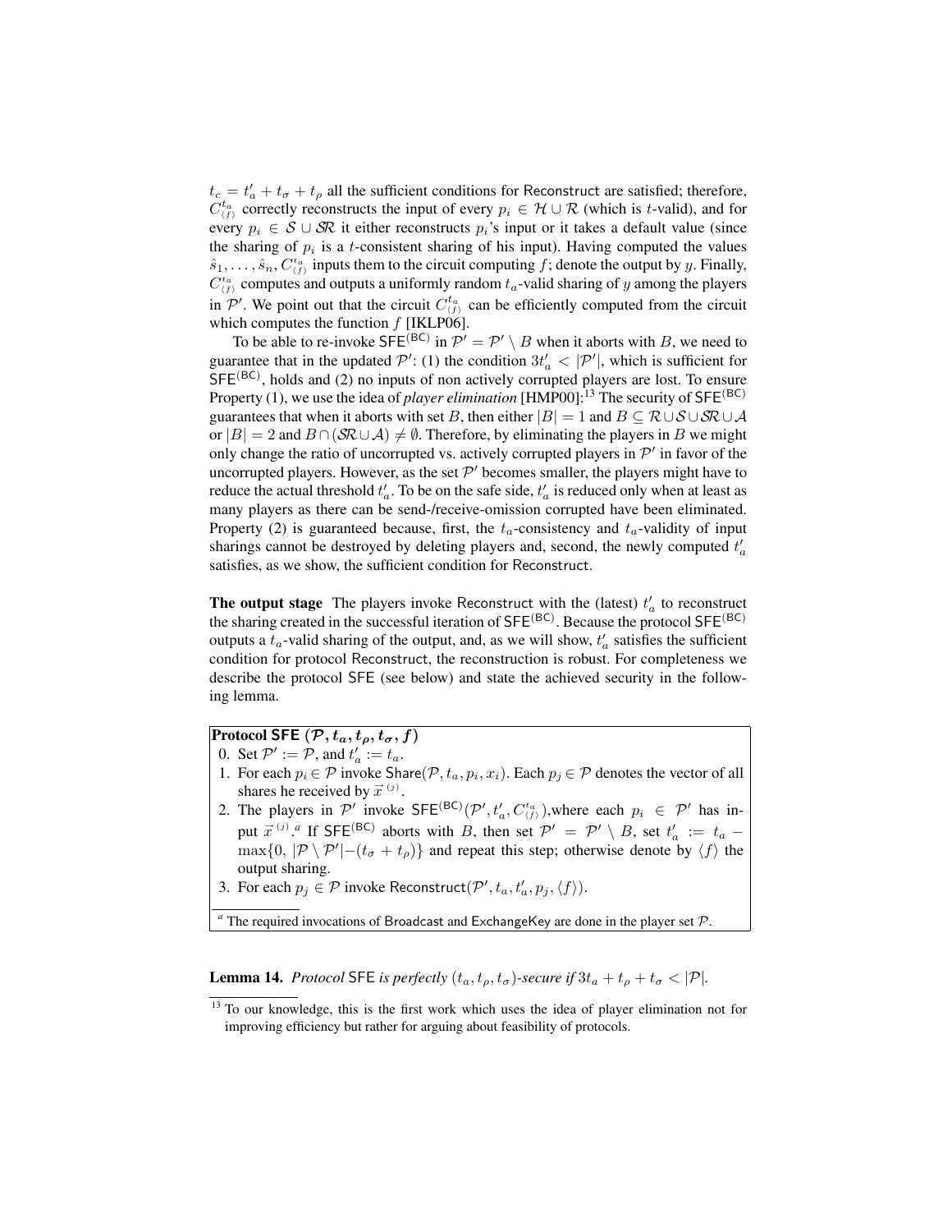$t_c = t'_a + t_\sigma + t_\rho$ all the sufficient conditions for Reconstruct are satisfied; therefore, $C^{t_a}_{\langle f \rangle}$ correctly reconstructs the input of every $p_i \in \mathcal{H} \cup \mathcal{R}$ (which is $t$-valid), and for every $p_i \in \mathcal{S} \cup \mathcal{SR}$ it either reconstructs $p_i$'s input or it takes a default value (since the sharing of $p_i$ is a $t$-consistent sharing of his input). Having computed the values $\hat{s}_1, \ldots, \hat{s}_n$, $C^{t_a}_{\langle f \rangle}$ inputs them to the circuit computing $f$; denote the output by $y$. Finally, $C^{t_a}_{\langle f \rangle}$ computes and outputs a uniformly random $t_a$-valid sharing of $y$ among the players in $\mathcal{P}'$. We point out that the circuit $C^{t_a}_{\langle f \rangle}$ can be efficiently computed from the circuit which computes the function $f$ [IKLP06].

To be able to re-invoke $\mathsf{SFE}^{(\mathsf{BC})}$ in $\mathcal{P}' = \mathcal{P}' \setminus B$ when it aborts with $B$, we need to guarantee that in the updated $\mathcal{P}'$: (1) the condition $3t'_a < |\mathcal{P}'|$, which is sufficient for $\mathsf{SFE}^{(\mathsf{BC})}$, holds and (2) no inputs of non actively corrupted players are lost. To ensure Property (1), we use the idea of *player elimination* [HMP00]:[13] The security of $\mathsf{SFE}^{(\mathsf{BC})}$ guarantees that when it aborts with set $B$, then either $|B| = 1$ and $B \subseteq \mathcal{R} \cup \mathcal{S} \cup \mathcal{SR} \cup \mathcal{A}$ or $|B| = 2$ and $B \cap (\mathcal{SR} \cup \mathcal{A}) \neq \emptyset$. Therefore, by eliminating the players in $B$ we might only change the ratio of uncorrupted vs. actively corrupted players in $\mathcal{P}'$ in favor of the uncorrupted players. However, as the set $\mathcal{P}'$ becomes smaller, the players might have to reduce the actual threshold $t'_a$. To be on the safe side, $t'_a$ is reduced only when at least as many players as there can be send-/receive-omission corrupted have been eliminated. Property (2) is guaranteed because, first, the $t_a$-consistency and $t_a$-validity of input sharings cannot be destroyed by deleting players and, second, the newly computed $t'_a$ satisfies, as we show, the sufficient condition for Reconstruct.

**The output stage** The players invoke Reconstruct with the (latest) $t'_a$ to reconstruct the sharing created in the successful iteration of $\mathsf{SFE}^{(\mathsf{BC})}$. Because the protocol $\mathsf{SFE}^{(\mathsf{BC})}$ outputs a $t_a$-valid sharing of the output, and, as we will show, $t'_a$ satisfies the sufficient condition for protocol Reconstruct, the reconstruction is robust. For completeness we describe the protocol SFE (see below) and state the achieved security in the following lemma.

---

**Protocol SFE $(\mathcal{P}, t_a, t_\rho, t_\sigma, f)$**

0. Set $\mathcal{P}' := \mathcal{P}$, and $t'_a := t_a$.
1. For each $p_i \in \mathcal{P}$ invoke $\mathsf{Share}(\mathcal{P}, t_a, p_i, x_i)$. Each $p_j \in \mathcal{P}$ denotes the vector of all shares he received by $\vec{x}^{\,(j)}$.
2. The players in $\mathcal{P}'$ invoke $\mathsf{SFE}^{(\mathsf{BC})}(\mathcal{P}', t'_a, C^{t_a}_{\langle f \rangle})$, where each $p_i \in \mathcal{P}'$ has input $\vec{x}^{\,(j)}$.[a] If $\mathsf{SFE}^{(\mathsf{BC})}$ aborts with $B$, then set $\mathcal{P}' = \mathcal{P}' \setminus B$, set $t'_a := t_a - \max\{0, |\mathcal{P} \setminus \mathcal{P}'| - (t_\sigma + t_\rho)\}$ and repeat this step; otherwise denote by $\langle f \rangle$ the output sharing.
3. For each $p_j \in \mathcal{P}$ invoke $\mathsf{Reconstruct}(\mathcal{P}', t_a, t'_a, p_j, \langle f \rangle)$.

[a] The required invocations of Broadcast and ExchangeKey are done in the player set $\mathcal{P}$.

---

**Lemma 14.** *Protocol* SFE *is perfectly $(t_a, t_\rho, t_\sigma)$-secure if $3t_a + t_\rho + t_\sigma < |\mathcal{P}|$.*

[13] To our knowledge, this is the first work which uses the idea of player elimination not for improving efficiency but rather for arguing about feasibility of protocols.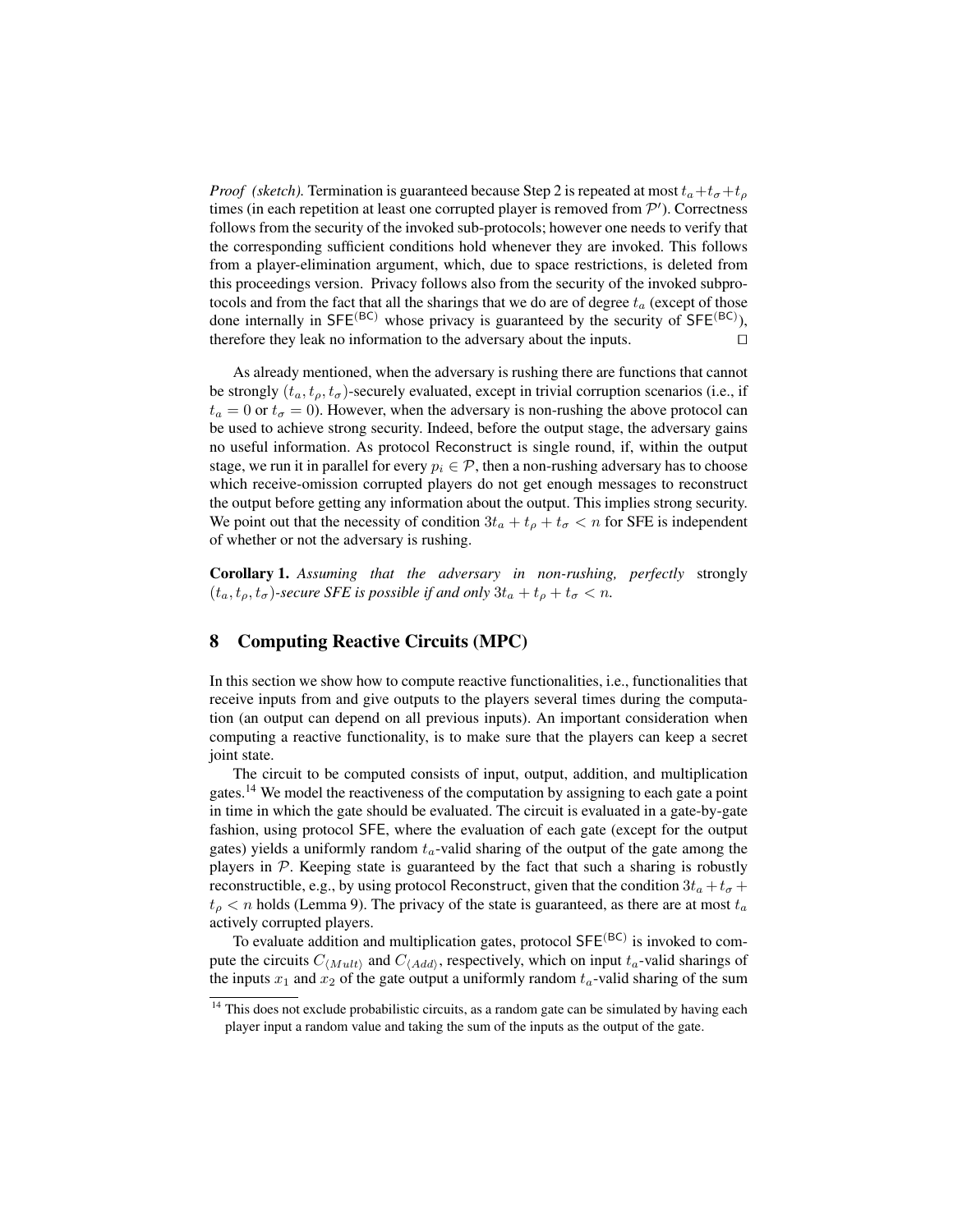*Proof (sketch).* Termination is guaranteed because Step 2 is repeated at most $t_a+t_\sigma+t_\rho$ times (in each repetition at least one corrupted player is removed from $\mathcal{P}'$). Correctness follows from the security of the invoked sub-protocols; however one needs to verify that the corresponding sufficient conditions hold whenever they are invoked. This follows from a player-elimination argument, which, due to space restrictions, is deleted from this proceedings version. Privacy follows also from the security of the invoked subprotocols and from the fact that all the sharings that we do are of degree $t_a$ (except of those done internally in $\mathsf{SFE}^{(\mathsf{BC})}$ whose privacy is guaranteed by the security of $\mathsf{SFE}^{(\mathsf{BC})}$), therefore they leak no information to the adversary about the inputs. □

As already mentioned, when the adversary is rushing there are functions that cannot be strongly $(t_a, t_\rho, t_\sigma)$-securely evaluated, except in trivial corruption scenarios (i.e., if $t_a = 0$ or $t_\sigma = 0$). However, when the adversary is non-rushing the above protocol can be used to achieve strong security. Indeed, before the output stage, the adversary gains no useful information. As protocol Reconstruct is single round, if, within the output stage, we run it in parallel for every $p_i \in \mathcal{P}$, then a non-rushing adversary has to choose which receive-omission corrupted players do not get enough messages to reconstruct the output before getting any information about the output. This implies strong security. We point out that the necessity of condition $3t_a + t_\rho + t_\sigma < n$ for SFE is independent of whether or not the adversary is rushing.

**Corollary 1.** *Assuming that the adversary in non-rushing, perfectly* strongly *$(t_a, t_\rho, t_\sigma)$-secure SFE is possible if and only $3t_a + t_\rho + t_\sigma < n$.*

## 8 Computing Reactive Circuits (MPC)

In this section we show how to compute reactive functionalities, i.e., functionalities that receive inputs from and give outputs to the players several times during the computation (an output can depend on all previous inputs). An important consideration when computing a reactive functionality, is to make sure that the players can keep a secret joint state.

The circuit to be computed consists of input, output, addition, and multiplication gates.[14] We model the reactiveness of the computation by assigning to each gate a point in time in which the gate should be evaluated. The circuit is evaluated in a gate-by-gate fashion, using protocol SFE, where the evaluation of each gate (except for the output gates) yields a uniformly random $t_a$-valid sharing of the output of the gate among the players in $\mathcal{P}$. Keeping state is guaranteed by the fact that such a sharing is robustly reconstructible, e.g., by using protocol Reconstruct, given that the condition $3t_a + t_\sigma + t_\rho < n$ holds (Lemma 9). The privacy of the state is guaranteed, as there are at most $t_a$ actively corrupted players.

To evaluate addition and multiplication gates, protocol $\mathsf{SFE}^{(\mathsf{BC})}$ is invoked to compute the circuits $C_{\langle Mult \rangle}$ and $C_{\langle Add \rangle}$, respectively, which on input $t_a$-valid sharings of the inputs $x_1$ and $x_2$ of the gate output a uniformly random $t_a$-valid sharing of the sum

[14] This does not exclude probabilistic circuits, as a random gate can be simulated by having each player input a random value and taking the sum of the inputs as the output of the gate.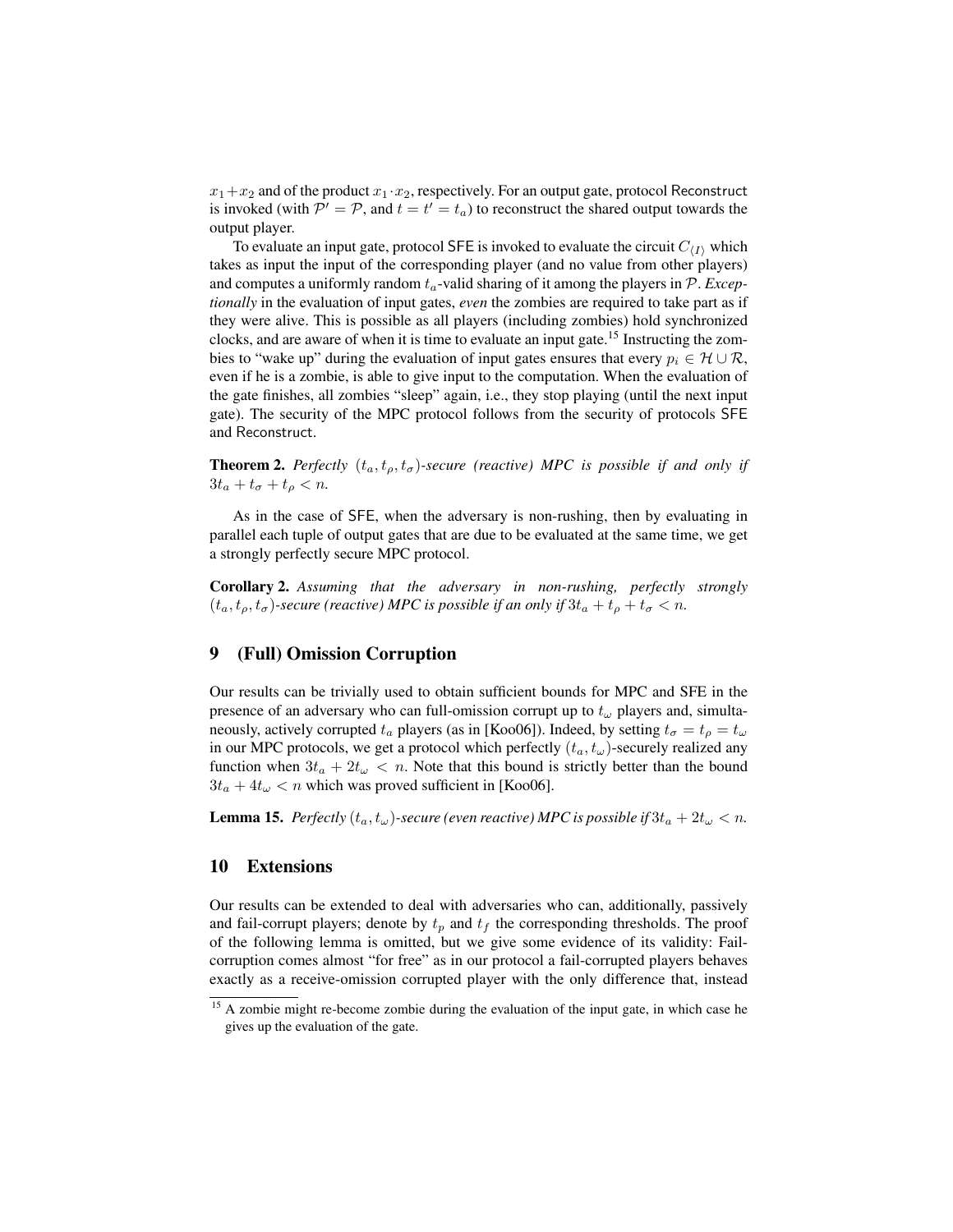$x_1+x_2$ and of the product $x_1 \cdot x_2$, respectively. For an output gate, protocol Reconstruct is invoked (with $\mathcal{P}' = \mathcal{P}$, and $t = t' = t_a$) to reconstruct the shared output towards the output player.

To evaluate an input gate, protocol SFE is invoked to evaluate the circuit $C_{\langle I \rangle}$ which takes as input the input of the corresponding player (and no value from other players) and computes a uniformly random $t_a$-valid sharing of it among the players in $\mathcal{P}$. *Exceptionally* in the evaluation of input gates, *even* the zombies are required to take part as if they were alive. This is possible as all players (including zombies) hold synchronized clocks, and are aware of when it is time to evaluate an input gate.[15] Instructing the zombies to "wake up" during the evaluation of input gates ensures that every $p_i \in \mathcal{H} \cup \mathcal{R}$, even if he is a zombie, is able to give input to the computation. When the evaluation of the gate finishes, all zombies "sleep" again, i.e., they stop playing (until the next input gate). The security of the MPC protocol follows from the security of protocols SFE and Reconstruct.

**Theorem 2.** *Perfectly $(t_a, t_\rho, t_\sigma)$-secure (reactive) MPC is possible if and only if $3t_a + t_\sigma + t_\rho < n$.*

As in the case of SFE, when the adversary is non-rushing, then by evaluating in parallel each tuple of output gates that are due to be evaluated at the same time, we get a strongly perfectly secure MPC protocol.

**Corollary 2.** *Assuming that the adversary in non-rushing, perfectly strongly $(t_a, t_\rho, t_\sigma)$-secure (reactive) MPC is possible if an only if $3t_a + t_\rho + t_\sigma < n$.*

## 9 (Full) Omission Corruption

Our results can be trivially used to obtain sufficient bounds for MPC and SFE in the presence of an adversary who can full-omission corrupt up to $t_\omega$ players and, simultaneously, actively corrupted $t_a$ players (as in [Koo06]). Indeed, by setting $t_\sigma = t_\rho = t_\omega$ in our MPC protocols, we get a protocol which perfectly $(t_a, t_\omega)$-securely realized any function when $3t_a + 2t_\omega < n$. Note that this bound is strictly better than the bound $3t_a + 4t_\omega < n$ which was proved sufficient in [Koo06].

**Lemma 15.** *Perfectly $(t_a, t_\omega)$-secure (even reactive) MPC is possible if $3t_a + 2t_\omega < n$.*

## 10 Extensions

Our results can be extended to deal with adversaries who can, additionally, passively and fail-corrupt players; denote by $t_p$ and $t_f$ the corresponding thresholds. The proof of the following lemma is omitted, but we give some evidence of its validity: Fail-corruption comes almost "for free" as in our protocol a fail-corrupted players behaves exactly as a receive-omission corrupted player with the only difference that, instead

[15] A zombie might re-become zombie during the evaluation of the input gate, in which case he gives up the evaluation of the gate.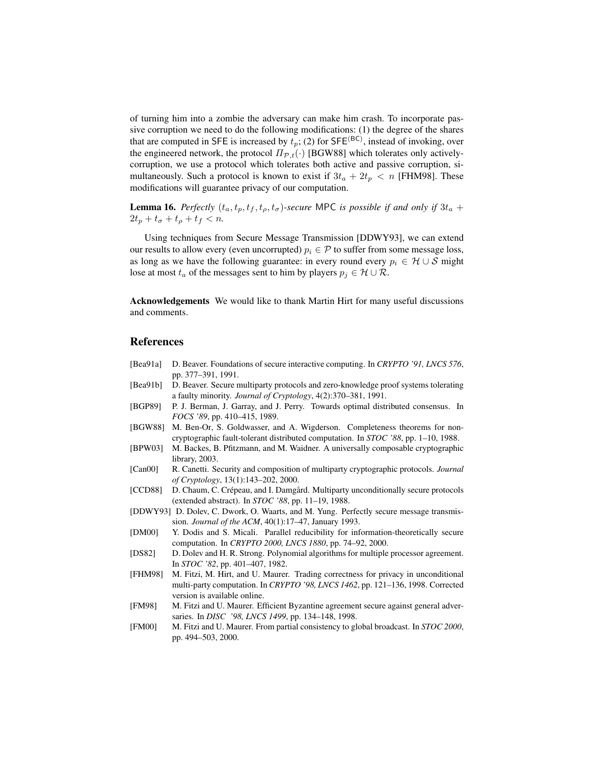of turning him into a zombie the adversary can make him crash. To incorporate passive corruption we need to do the following modifications: (1) the degree of the shares that are computed in SFE is increased by $t_p$; (2) for $\mathsf{SFE}^{(\mathsf{BC})}$, instead of invoking, over the engineered network, the protocol $\Pi_{\mathcal{P},t}(\cdot)$ [BGW88] which tolerates only actively-corruption, we use a protocol which tolerates both active and passive corruption, simultaneously. Such a protocol is known to exist if $3t_a + 2t_p < n$ [FHM98]. These modifications will guarantee privacy of our computation.

**Lemma 16.** *Perfectly $(t_a, t_p, t_f, t_\rho, t_\sigma)$-secure* MPC *is possible if and only if $3t_a + 2t_p + t_\sigma + t_\rho + t_f < n$.*

Using techniques from Secure Message Transmission [DDWY93], we can extend our results to allow every (even uncorrupted) $p_i \in \mathcal{P}$ to suffer from some message loss, as long as we have the following guarantee: in every round every $p_i \in \mathcal{H} \cup \mathcal{S}$ might lose at most $t_a$ of the messages sent to him by players $p_j \in \mathcal{H} \cup \mathcal{R}$.

**Acknowledgements** We would like to thank Martin Hirt for many useful discussions and comments.

## References

- [Bea91a] D. Beaver. Foundations of secure interactive computing. In *CRYPTO '91, LNCS 576*, pp. 377–391, 1991.
- [Bea91b] D. Beaver. Secure multiparty protocols and zero-knowledge proof systems tolerating a faulty minority. *Journal of Cryptology*, 4(2):370–381, 1991.
- [BGP89] P. J. Berman, J. Garray, and J. Perry. Towards optimal distributed consensus. In *FOCS '89*, pp. 410–415, 1989.
- [BGW88] M. Ben-Or, S. Goldwasser, and A. Wigderson. Completeness theorems for non-cryptographic fault-tolerant distributed computation. In *STOC '88*, pp. 1–10, 1988.
- [BPW03] M. Backes, B. Pfitzmann, and M. Waidner. A universally composable cryptographic library, 2003.
- [Can00] R. Canetti. Security and composition of multiparty cryptographic protocols. *Journal of Cryptology*, 13(1):143–202, 2000.
- [CCD88] D. Chaum, C. Crépeau, and I. Damgård. Multiparty unconditionally secure protocols (extended abstract). In *STOC '88*, pp. 11–19, 1988.
- [DDWY93] D. Dolev, C. Dwork, O. Waarts, and M. Yung. Perfectly secure message transmission. *Journal of the ACM*, 40(1):17–47, January 1993.
- [DM00] Y. Dodis and S. Micali. Parallel reducibility for information-theoretically secure computation. In *CRYPTO 2000, LNCS 1880*, pp. 74–92, 2000.
- [DS82] D. Dolev and H. R. Strong. Polynomial algorithms for multiple processor agreement. In *STOC '82*, pp. 401–407, 1982.
- [FHM98] M. Fitzi, M. Hirt, and U. Maurer. Trading correctness for privacy in unconditional multi-party computation. In *CRYPTO '98, LNCS 1462*, pp. 121–136, 1998. Corrected version is available online.
- [FM98] M. Fitzi and U. Maurer. Efficient Byzantine agreement secure against general adversaries. In *DISC '98, LNCS 1499*, pp. 134–148, 1998.
- [FM00] M. Fitzi and U. Maurer. From partial consistency to global broadcast. In *STOC 2000*, pp. 494–503, 2000.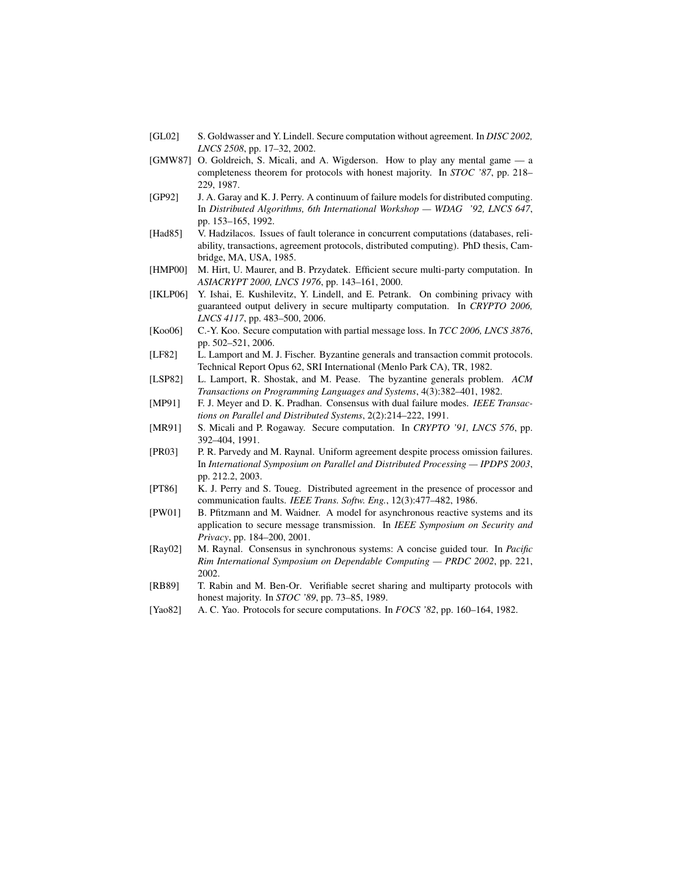[GL02] S. Goldwasser and Y. Lindell. Secure computation without agreement. In *DISC 2002, LNCS 2508*, pp. 17–32, 2002.

[GMW87] O. Goldreich, S. Micali, and A. Wigderson. How to play any mental game — a completeness theorem for protocols with honest majority. In *STOC '87*, pp. 218–229, 1987.

[GP92] J. A. Garay and K. J. Perry. A continuum of failure models for distributed computing. In *Distributed Algorithms, 6th International Workshop — WDAG '92, LNCS 647*, pp. 153–165, 1992.

[Had85] V. Hadzilacos. Issues of fault tolerance in concurrent computations (databases, reliability, transactions, agreement protocols, distributed computing). PhD thesis, Cambridge, MA, USA, 1985.

[HMP00] M. Hirt, U. Maurer, and B. Przydatek. Efficient secure multi-party computation. In *ASIACRYPT 2000, LNCS 1976*, pp. 143–161, 2000.

[IKLP06] Y. Ishai, E. Kushilevitz, Y. Lindell, and E. Petrank. On combining privacy with guaranteed output delivery in secure multiparty computation. In *CRYPTO 2006, LNCS 4117*, pp. 483–500, 2006.

[Koo06] C.-Y. Koo. Secure computation with partial message loss. In *TCC 2006, LNCS 3876*, pp. 502–521, 2006.

[LF82] L. Lamport and M. J. Fischer. Byzantine generals and transaction commit protocols. Technical Report Opus 62, SRI International (Menlo Park CA), TR, 1982.

[LSP82] L. Lamport, R. Shostak, and M. Pease. The byzantine generals problem. *ACM Transactions on Programming Languages and Systems*, 4(3):382–401, 1982.

[MP91] F. J. Meyer and D. K. Pradhan. Consensus with dual failure modes. *IEEE Transactions on Parallel and Distributed Systems*, 2(2):214–222, 1991.

[MR91] S. Micali and P. Rogaway. Secure computation. In *CRYPTO '91, LNCS 576*, pp. 392–404, 1991.

[PR03] P. R. Parvedy and M. Raynal. Uniform agreement despite process omission failures. In *International Symposium on Parallel and Distributed Processing — IPDPS 2003*, pp. 212.2, 2003.

[PT86] K. J. Perry and S. Toueg. Distributed agreement in the presence of processor and communication faults. *IEEE Trans. Softw. Eng.*, 12(3):477–482, 1986.

[PW01] B. Pfitzmann and M. Waidner. A model for asynchronous reactive systems and its application to secure message transmission. In *IEEE Symposium on Security and Privacy*, pp. 184–200, 2001.

[Ray02] M. Raynal. Consensus in synchronous systems: A concise guided tour. In *Pacific Rim International Symposium on Dependable Computing — PRDC 2002*, pp. 221, 2002.

[RB89] T. Rabin and M. Ben-Or. Verifiable secret sharing and multiparty protocols with honest majority. In *STOC '89*, pp. 73–85, 1989.

[Yao82] A. C. Yao. Protocols for secure computations. In *FOCS '82*, pp. 160–164, 1982.